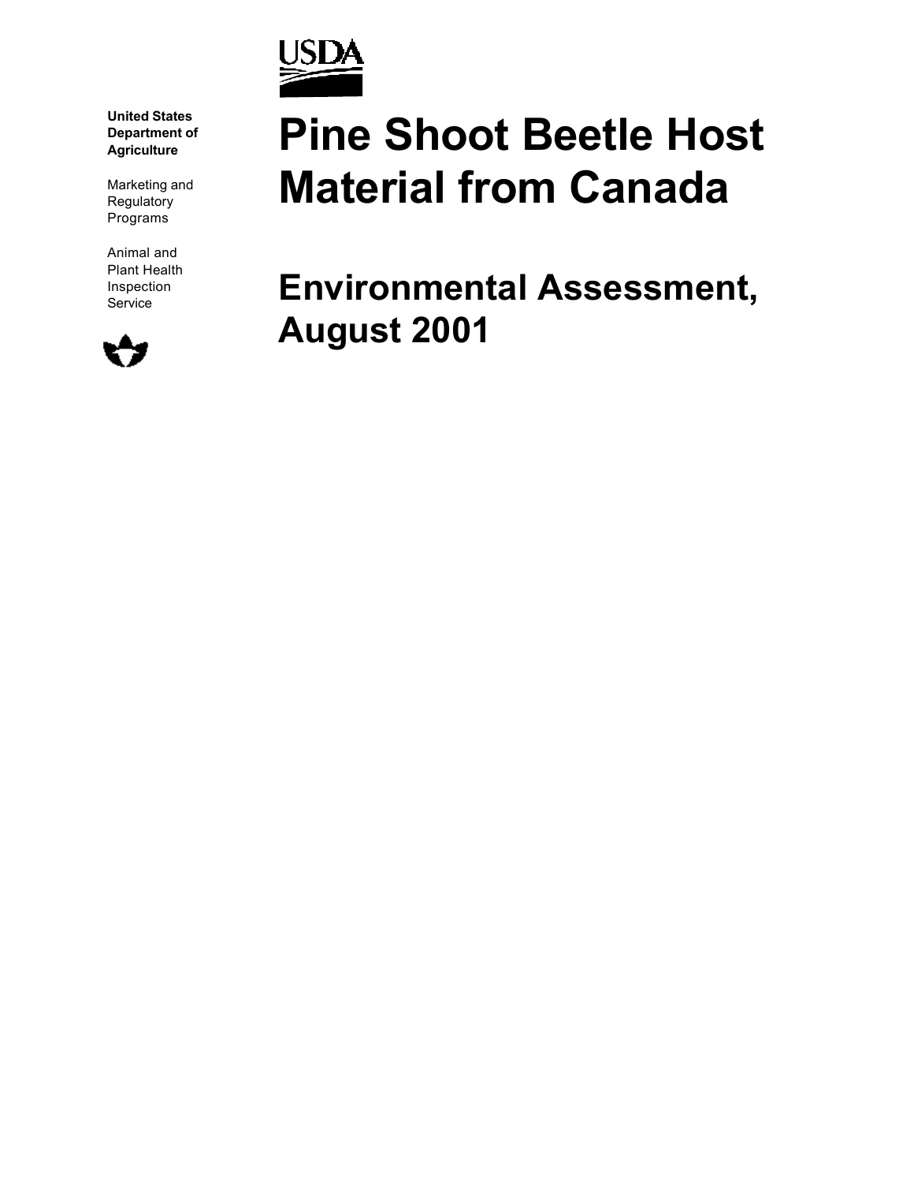USDA

**United States Department of Agriculture**

Marketing and Regulatory Programs

Animal and Plant Health Inspection Service

# Pine Shoot Beetle Host Material from Canada

## Environmental Assessment, August 2001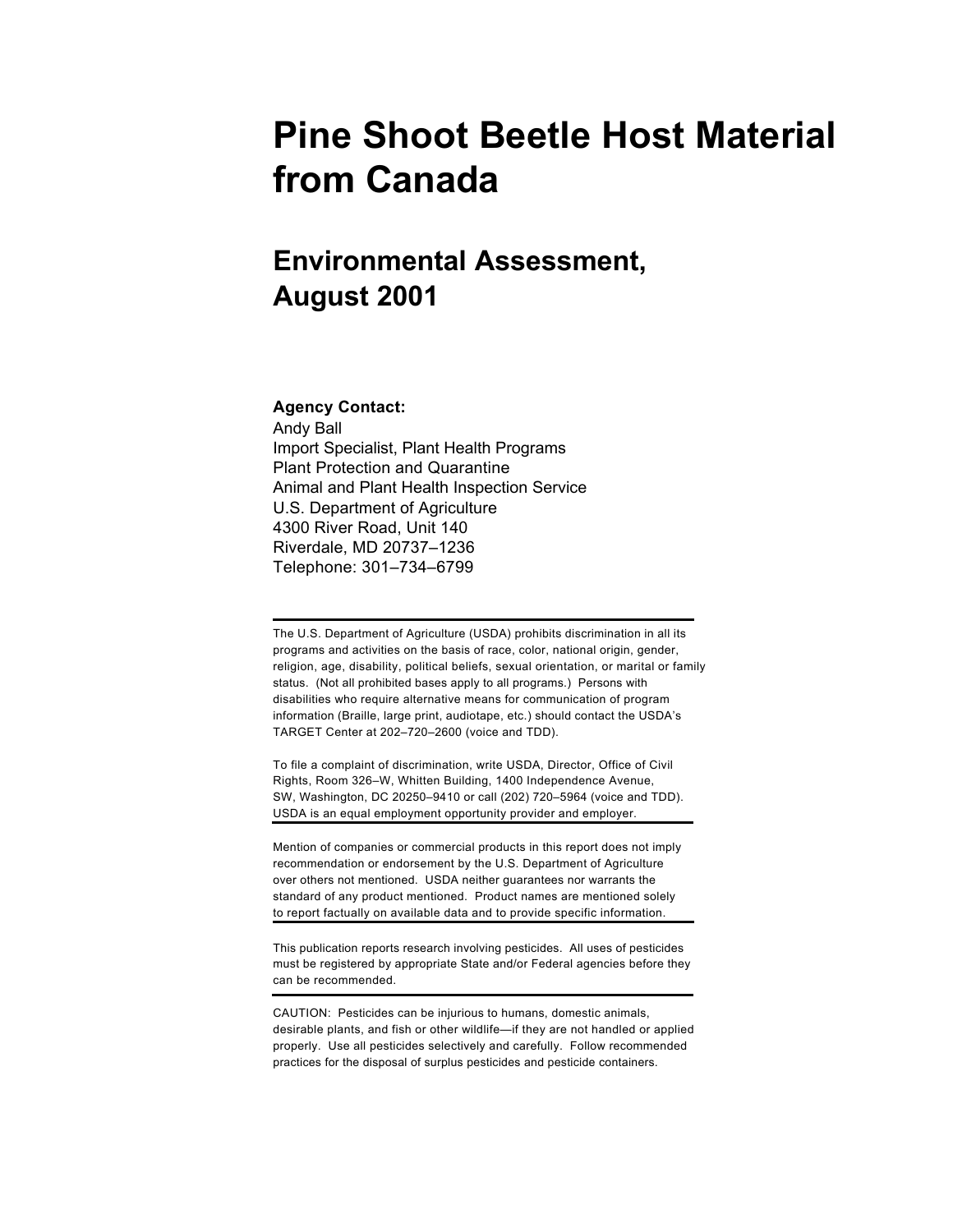# Pine Shoot Beetle Host Material from Canada

## Environmental Assessment, August 2001

**Agency Contact:**
Andy Ball
Import Specialist, Plant Health Programs
Plant Protection and Quarantine
Animal and Plant Health Inspection Service
U.S. Department of Agriculture
4300 River Road, Unit 140
Riverdale, MD 20737–1236
Telephone: 301–734–6799

---

The U.S. Department of Agriculture (USDA) prohibits discrimination in all its programs and activities on the basis of race, color, national origin, gender, religion, age, disability, political beliefs, sexual orientation, or marital or family status. (Not all prohibited bases apply to all programs.) Persons with disabilities who require alternative means for communication of program information (Braille, large print, audiotape, etc.) should contact the USDA's TARGET Center at 202–720–2600 (voice and TDD).

To file a complaint of discrimination, write USDA, Director, Office of Civil Rights, Room 326–W, Whitten Building, 1400 Independence Avenue, SW, Washington, DC 20250–9410 or call (202) 720–5964 (voice and TDD). USDA is an equal employment opportunity provider and employer.

---

Mention of companies or commercial products in this report does not imply recommendation or endorsement by the U.S. Department of Agriculture over others not mentioned. USDA neither guarantees nor warrants the standard of any product mentioned. Product names are mentioned solely to report factually on available data and to provide specific information.

---

This publication reports research involving pesticides. All uses of pesticides must be registered by appropriate State and/or Federal agencies before they can be recommended.

---

CAUTION: Pesticides can be injurious to humans, domestic animals, desirable plants, and fish or other wildlife—if they are not handled or applied properly. Use all pesticides selectively and carefully. Follow recommended practices for the disposal of surplus pesticides and pesticide containers.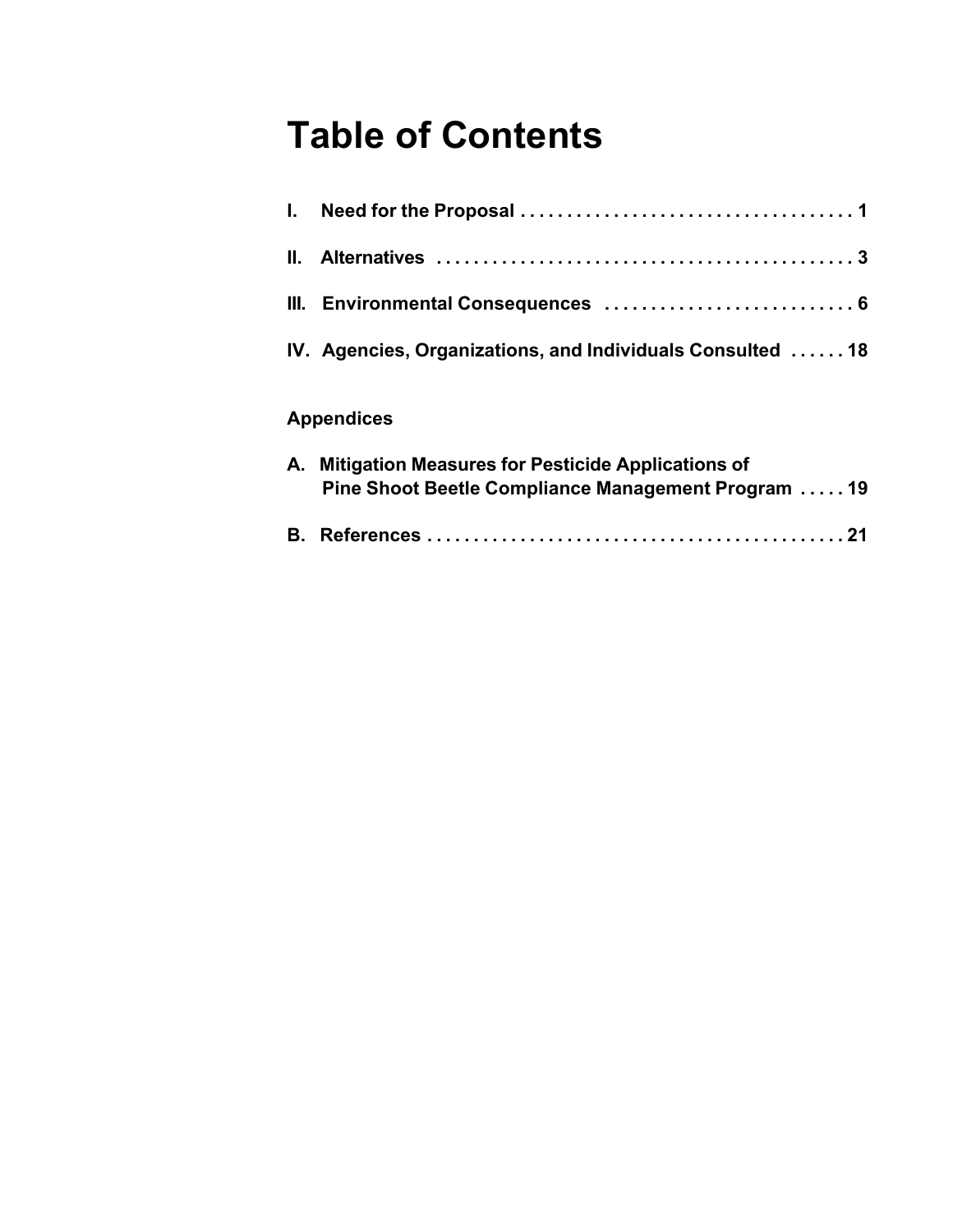# Table of Contents

**I. Need for the Proposal . . . . . . . . . . . . . . . . . . . . . . . . . . . . . . . . . . . . 1**

**II. Alternatives . . . . . . . . . . . . . . . . . . . . . . . . . . . . . . . . . . . . . . . . . . . . . 3**

**III. Environmental Consequences . . . . . . . . . . . . . . . . . . . . . . . . . . . 6**

**IV. Agencies, Organizations, and Individuals Consulted . . . . . . 18**

## Appendices

**A. Mitigation Measures for Pesticide Applications of Pine Shoot Beetle Compliance Management Program . . . . . 19**

**B. References . . . . . . . . . . . . . . . . . . . . . . . . . . . . . . . . . . . . . . . . . . . . . 21**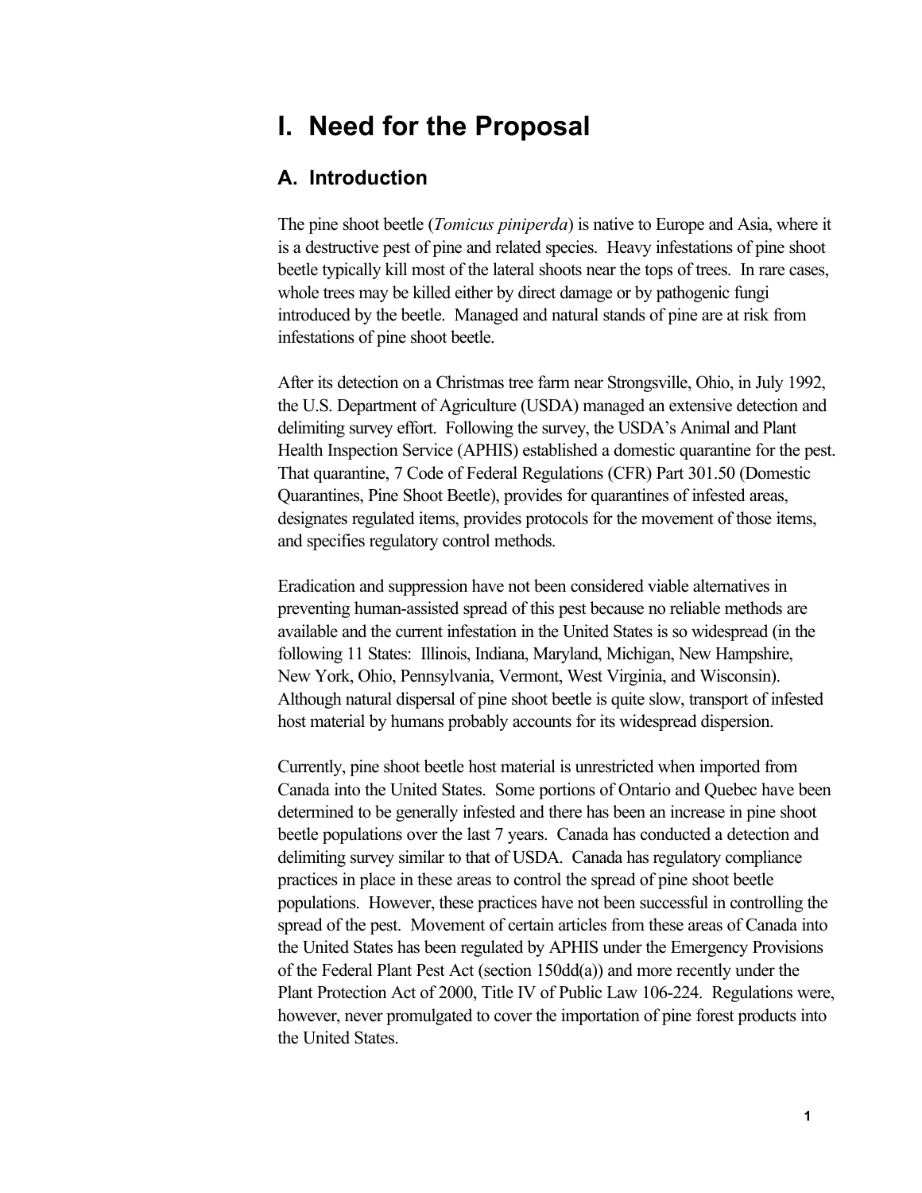# I. Need for the Proposal

## A. Introduction

The pine shoot beetle (*Tomicus piniperda*) is native to Europe and Asia, where it is a destructive pest of pine and related species. Heavy infestations of pine shoot beetle typically kill most of the lateral shoots near the tops of trees. In rare cases, whole trees may be killed either by direct damage or by pathogenic fungi introduced by the beetle. Managed and natural stands of pine are at risk from infestations of pine shoot beetle.

After its detection on a Christmas tree farm near Strongsville, Ohio, in July 1992, the U.S. Department of Agriculture (USDA) managed an extensive detection and delimiting survey effort. Following the survey, the USDA's Animal and Plant Health Inspection Service (APHIS) established a domestic quarantine for the pest. That quarantine, 7 Code of Federal Regulations (CFR) Part 301.50 (Domestic Quarantines, Pine Shoot Beetle), provides for quarantines of infested areas, designates regulated items, provides protocols for the movement of those items, and specifies regulatory control methods.

Eradication and suppression have not been considered viable alternatives in preventing human-assisted spread of this pest because no reliable methods are available and the current infestation in the United States is so widespread (in the following 11 States: Illinois, Indiana, Maryland, Michigan, New Hampshire, New York, Ohio, Pennsylvania, Vermont, West Virginia, and Wisconsin). Although natural dispersal of pine shoot beetle is quite slow, transport of infested host material by humans probably accounts for its widespread dispersion.

Currently, pine shoot beetle host material is unrestricted when imported from Canada into the United States. Some portions of Ontario and Quebec have been determined to be generally infested and there has been an increase in pine shoot beetle populations over the last 7 years. Canada has conducted a detection and delimiting survey similar to that of USDA. Canada has regulatory compliance practices in place in these areas to control the spread of pine shoot beetle populations. However, these practices have not been successful in controlling the spread of the pest. Movement of certain articles from these areas of Canada into the United States has been regulated by APHIS under the Emergency Provisions of the Federal Plant Pest Act (section 150dd(a)) and more recently under the Plant Protection Act of 2000, Title IV of Public Law 106-224. Regulations were, however, never promulgated to cover the importation of pine forest products into the United States.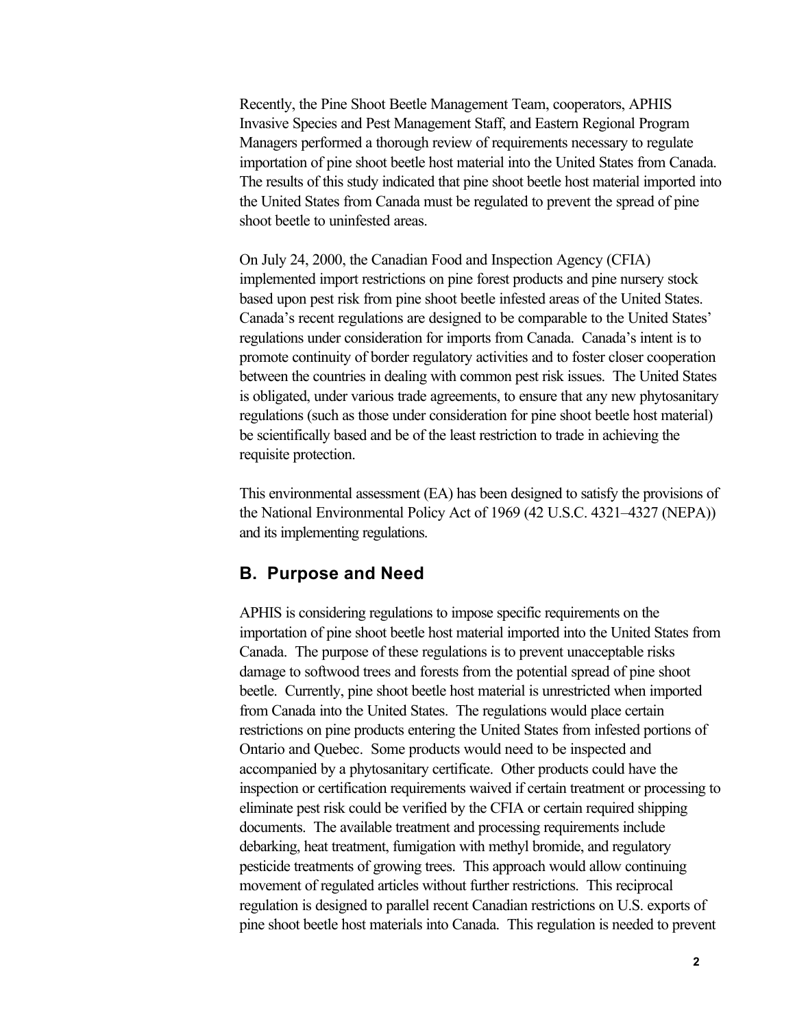Recently, the Pine Shoot Beetle Management Team, cooperators, APHIS Invasive Species and Pest Management Staff, and Eastern Regional Program Managers performed a thorough review of requirements necessary to regulate importation of pine shoot beetle host material into the United States from Canada. The results of this study indicated that pine shoot beetle host material imported into the United States from Canada must be regulated to prevent the spread of pine shoot beetle to uninfested areas.

On July 24, 2000, the Canadian Food and Inspection Agency (CFIA) implemented import restrictions on pine forest products and pine nursery stock based upon pest risk from pine shoot beetle infested areas of the United States. Canada's recent regulations are designed to be comparable to the United States' regulations under consideration for imports from Canada. Canada's intent is to promote continuity of border regulatory activities and to foster closer cooperation between the countries in dealing with common pest risk issues. The United States is obligated, under various trade agreements, to ensure that any new phytosanitary regulations (such as those under consideration for pine shoot beetle host material) be scientifically based and be of the least restriction to trade in achieving the requisite protection.

This environmental assessment (EA) has been designed to satisfy the provisions of the National Environmental Policy Act of 1969 (42 U.S.C. 4321–4327 (NEPA)) and its implementing regulations.

## B. Purpose and Need

APHIS is considering regulations to impose specific requirements on the importation of pine shoot beetle host material imported into the United States from Canada. The purpose of these regulations is to prevent unacceptable risks damage to softwood trees and forests from the potential spread of pine shoot beetle. Currently, pine shoot beetle host material is unrestricted when imported from Canada into the United States. The regulations would place certain restrictions on pine products entering the United States from infested portions of Ontario and Quebec. Some products would need to be inspected and accompanied by a phytosanitary certificate. Other products could have the inspection or certification requirements waived if certain treatment or processing to eliminate pest risk could be verified by the CFIA or certain required shipping documents. The available treatment and processing requirements include debarking, heat treatment, fumigation with methyl bromide, and regulatory pesticide treatments of growing trees. This approach would allow continuing movement of regulated articles without further restrictions. This reciprocal regulation is designed to parallel recent Canadian restrictions on U.S. exports of pine shoot beetle host materials into Canada. This regulation is needed to prevent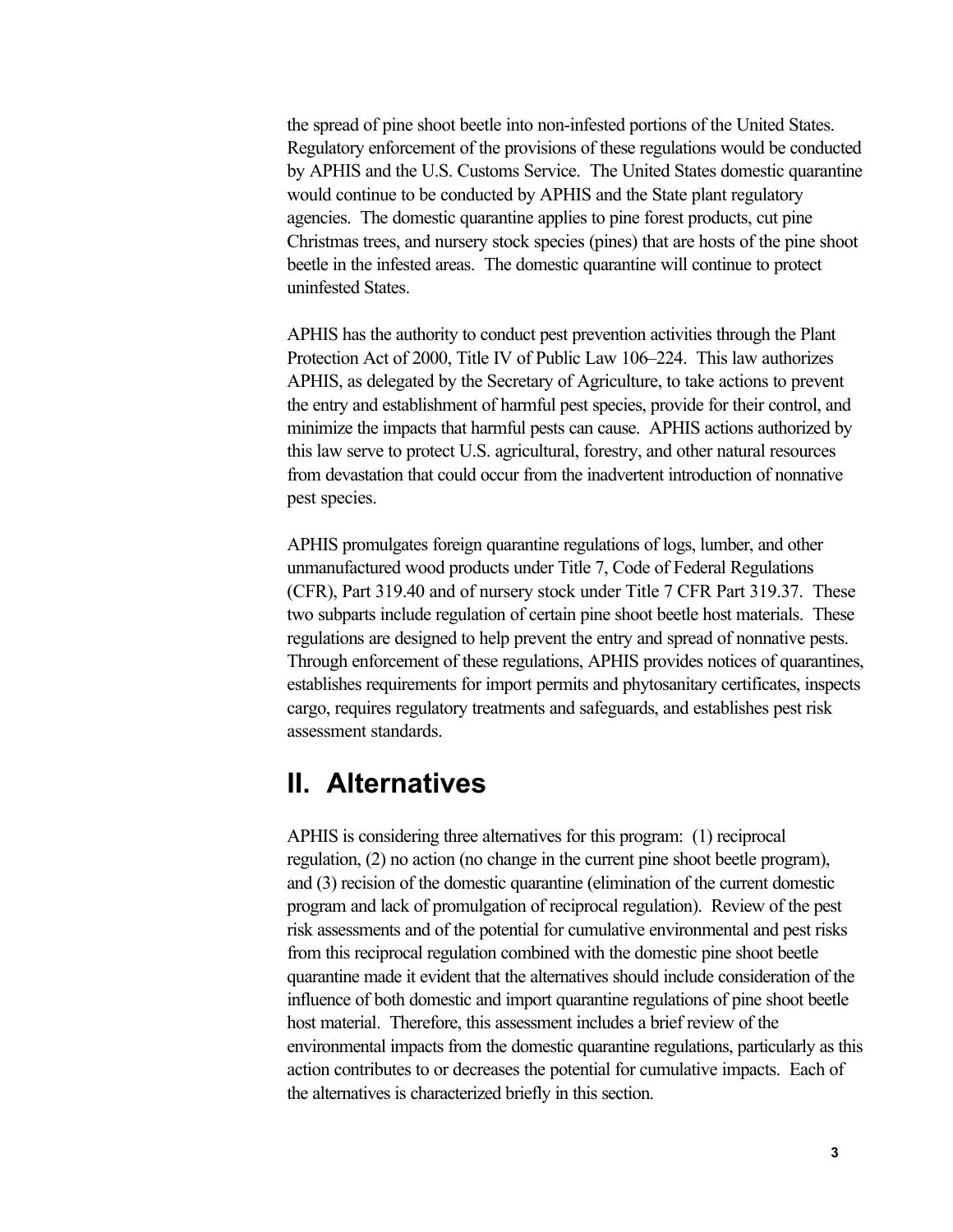the spread of pine shoot beetle into non-infested portions of the United States. Regulatory enforcement of the provisions of these regulations would be conducted by APHIS and the U.S. Customs Service. The United States domestic quarantine would continue to be conducted by APHIS and the State plant regulatory agencies. The domestic quarantine applies to pine forest products, cut pine Christmas trees, and nursery stock species (pines) that are hosts of the pine shoot beetle in the infested areas. The domestic quarantine will continue to protect uninfested States.

APHIS has the authority to conduct pest prevention activities through the Plant Protection Act of 2000, Title IV of Public Law 106–224. This law authorizes APHIS, as delegated by the Secretary of Agriculture, to take actions to prevent the entry and establishment of harmful pest species, provide for their control, and minimize the impacts that harmful pests can cause. APHIS actions authorized by this law serve to protect U.S. agricultural, forestry, and other natural resources from devastation that could occur from the inadvertent introduction of nonnative pest species.

APHIS promulgates foreign quarantine regulations of logs, lumber, and other unmanufactured wood products under Title 7, Code of Federal Regulations (CFR), Part 319.40 and of nursery stock under Title 7 CFR Part 319.37. These two subparts include regulation of certain pine shoot beetle host materials. These regulations are designed to help prevent the entry and spread of nonnative pests. Through enforcement of these regulations, APHIS provides notices of quarantines, establishes requirements for import permits and phytosanitary certificates, inspects cargo, requires regulatory treatments and safeguards, and establishes pest risk assessment standards.

# II. Alternatives

APHIS is considering three alternatives for this program: (1) reciprocal regulation, (2) no action (no change in the current pine shoot beetle program), and (3) recision of the domestic quarantine (elimination of the current domestic program and lack of promulgation of reciprocal regulation). Review of the pest risk assessments and of the potential for cumulative environmental and pest risks from this reciprocal regulation combined with the domestic pine shoot beetle quarantine made it evident that the alternatives should include consideration of the influence of both domestic and import quarantine regulations of pine shoot beetle host material. Therefore, this assessment includes a brief review of the environmental impacts from the domestic quarantine regulations, particularly as this action contributes to or decreases the potential for cumulative impacts. Each of the alternatives is characterized briefly in this section.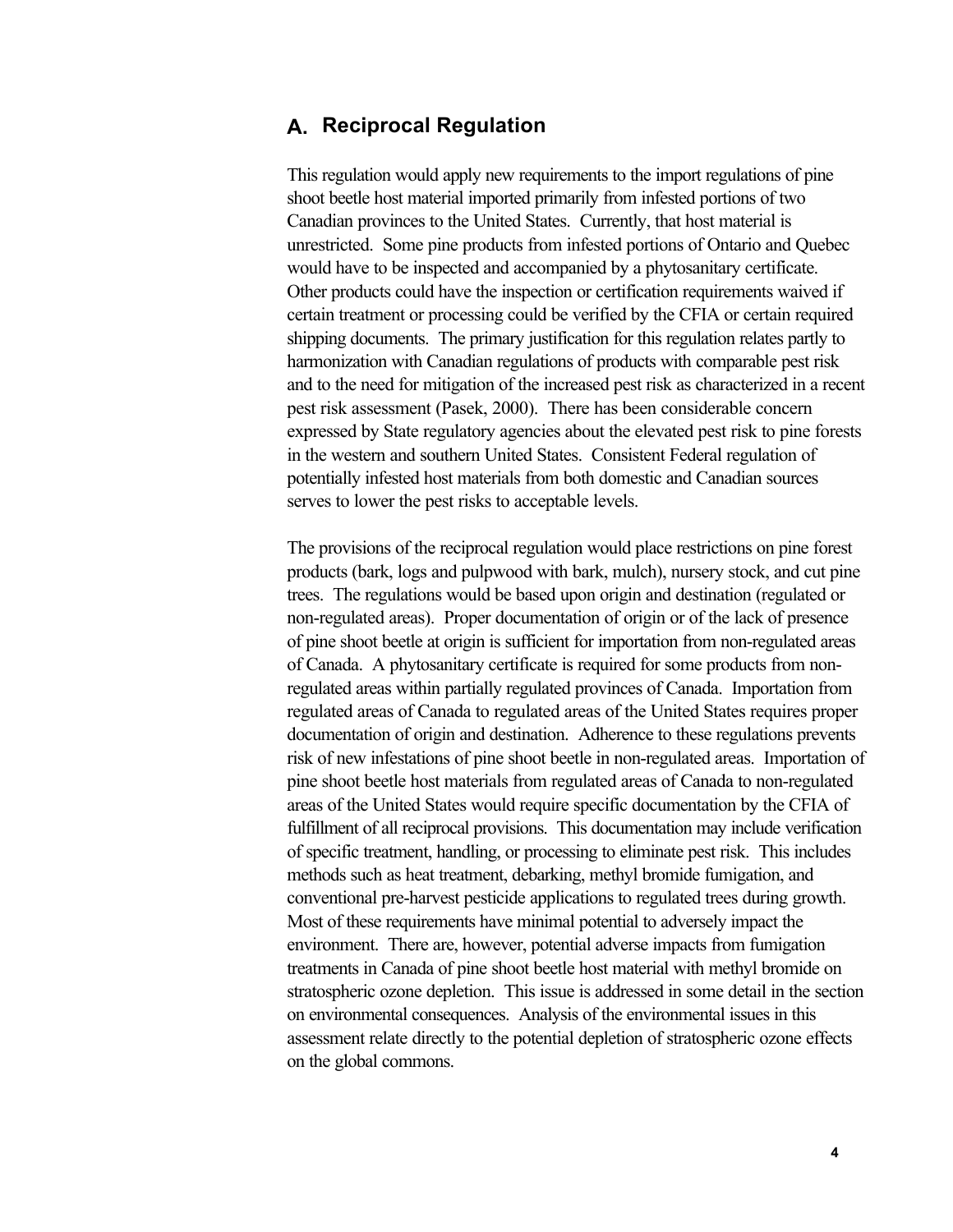## A. Reciprocal Regulation

This regulation would apply new requirements to the import regulations of pine shoot beetle host material imported primarily from infested portions of two Canadian provinces to the United States. Currently, that host material is unrestricted. Some pine products from infested portions of Ontario and Quebec would have to be inspected and accompanied by a phytosanitary certificate. Other products could have the inspection or certification requirements waived if certain treatment or processing could be verified by the CFIA or certain required shipping documents. The primary justification for this regulation relates partly to harmonization with Canadian regulations of products with comparable pest risk and to the need for mitigation of the increased pest risk as characterized in a recent pest risk assessment (Pasek, 2000). There has been considerable concern expressed by State regulatory agencies about the elevated pest risk to pine forests in the western and southern United States. Consistent Federal regulation of potentially infested host materials from both domestic and Canadian sources serves to lower the pest risks to acceptable levels.

The provisions of the reciprocal regulation would place restrictions on pine forest products (bark, logs and pulpwood with bark, mulch), nursery stock, and cut pine trees. The regulations would be based upon origin and destination (regulated or non-regulated areas). Proper documentation of origin or of the lack of presence of pine shoot beetle at origin is sufficient for importation from non-regulated areas of Canada. A phytosanitary certificate is required for some products from non-regulated areas within partially regulated provinces of Canada. Importation from regulated areas of Canada to regulated areas of the United States requires proper documentation of origin and destination. Adherence to these regulations prevents risk of new infestations of pine shoot beetle in non-regulated areas. Importation of pine shoot beetle host materials from regulated areas of Canada to non-regulated areas of the United States would require specific documentation by the CFIA of fulfillment of all reciprocal provisions. This documentation may include verification of specific treatment, handling, or processing to eliminate pest risk. This includes methods such as heat treatment, debarking, methyl bromide fumigation, and conventional pre-harvest pesticide applications to regulated trees during growth. Most of these requirements have minimal potential to adversely impact the environment. There are, however, potential adverse impacts from fumigation treatments in Canada of pine shoot beetle host material with methyl bromide on stratospheric ozone depletion. This issue is addressed in some detail in the section on environmental consequences. Analysis of the environmental issues in this assessment relate directly to the potential depletion of stratospheric ozone effects on the global commons.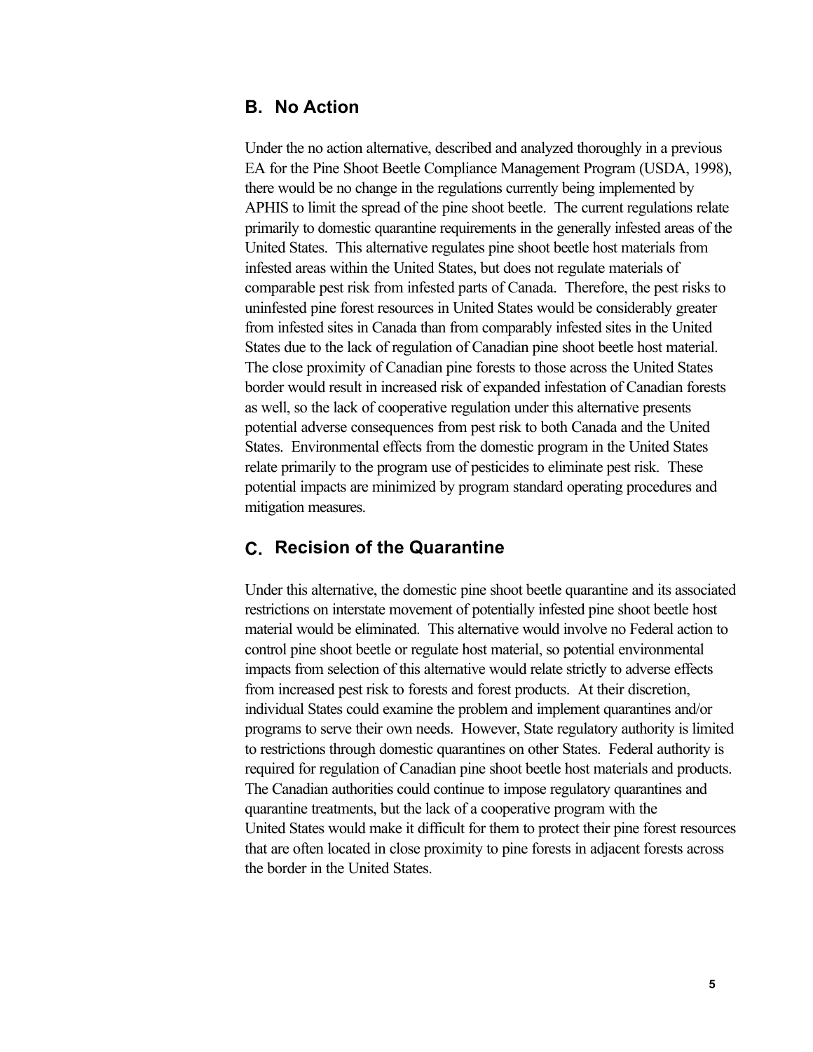## B. No Action

Under the no action alternative, described and analyzed thoroughly in a previous EA for the Pine Shoot Beetle Compliance Management Program (USDA, 1998), there would be no change in the regulations currently being implemented by APHIS to limit the spread of the pine shoot beetle. The current regulations relate primarily to domestic quarantine requirements in the generally infested areas of the United States. This alternative regulates pine shoot beetle host materials from infested areas within the United States, but does not regulate materials of comparable pest risk from infested parts of Canada. Therefore, the pest risks to uninfested pine forest resources in United States would be considerably greater from infested sites in Canada than from comparably infested sites in the United States due to the lack of regulation of Canadian pine shoot beetle host material. The close proximity of Canadian pine forests to those across the United States border would result in increased risk of expanded infestation of Canadian forests as well, so the lack of cooperative regulation under this alternative presents potential adverse consequences from pest risk to both Canada and the United States. Environmental effects from the domestic program in the United States relate primarily to the program use of pesticides to eliminate pest risk. These potential impacts are minimized by program standard operating procedures and mitigation measures.

## C. Recision of the Quarantine

Under this alternative, the domestic pine shoot beetle quarantine and its associated restrictions on interstate movement of potentially infested pine shoot beetle host material would be eliminated. This alternative would involve no Federal action to control pine shoot beetle or regulate host material, so potential environmental impacts from selection of this alternative would relate strictly to adverse effects from increased pest risk to forests and forest products. At their discretion, individual States could examine the problem and implement quarantines and/or programs to serve their own needs. However, State regulatory authority is limited to restrictions through domestic quarantines on other States. Federal authority is required for regulation of Canadian pine shoot beetle host materials and products. The Canadian authorities could continue to impose regulatory quarantines and quarantine treatments, but the lack of a cooperative program with the United States would make it difficult for them to protect their pine forest resources that are often located in close proximity to pine forests in adjacent forests across the border in the United States.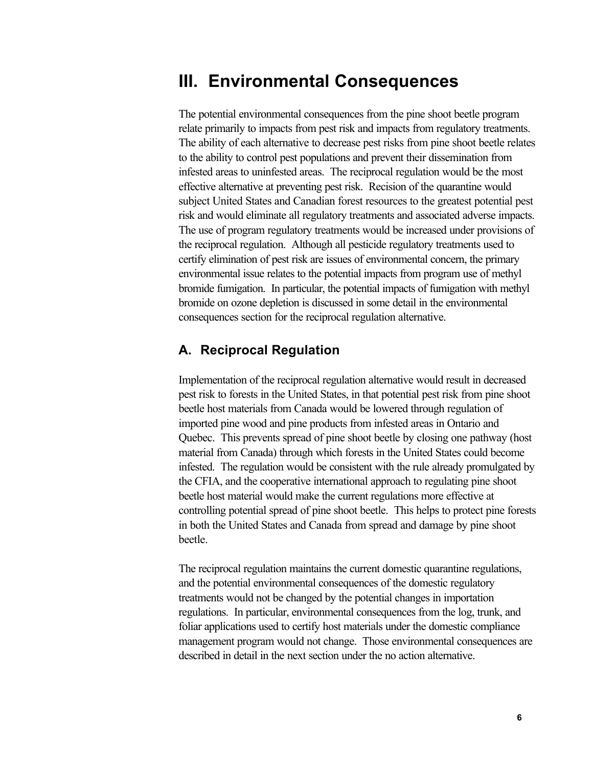# III. Environmental Consequences

The potential environmental consequences from the pine shoot beetle program relate primarily to impacts from pest risk and impacts from regulatory treatments. The ability of each alternative to decrease pest risks from pine shoot beetle relates to the ability to control pest populations and prevent their dissemination from infested areas to uninfested areas. The reciprocal regulation would be the most effective alternative at preventing pest risk. Recision of the quarantine would subject United States and Canadian forest resources to the greatest potential pest risk and would eliminate all regulatory treatments and associated adverse impacts. The use of program regulatory treatments would be increased under provisions of the reciprocal regulation. Although all pesticide regulatory treatments used to certify elimination of pest risk are issues of environmental concern, the primary environmental issue relates to the potential impacts from program use of methyl bromide fumigation. In particular, the potential impacts of fumigation with methyl bromide on ozone depletion is discussed in some detail in the environmental consequences section for the reciprocal regulation alternative.

## A. Reciprocal Regulation

Implementation of the reciprocal regulation alternative would result in decreased pest risk to forests in the United States, in that potential pest risk from pine shoot beetle host materials from Canada would be lowered through regulation of imported pine wood and pine products from infested areas in Ontario and Quebec. This prevents spread of pine shoot beetle by closing one pathway (host material from Canada) through which forests in the United States could become infested. The regulation would be consistent with the rule already promulgated by the CFIA, and the cooperative international approach to regulating pine shoot beetle host material would make the current regulations more effective at controlling potential spread of pine shoot beetle. This helps to protect pine forests in both the United States and Canada from spread and damage by pine shoot beetle.

The reciprocal regulation maintains the current domestic quarantine regulations, and the potential environmental consequences of the domestic regulatory treatments would not be changed by the potential changes in importation regulations. In particular, environmental consequences from the log, trunk, and foliar applications used to certify host materials under the domestic compliance management program would not change. Those environmental consequences are described in detail in the next section under the no action alternative.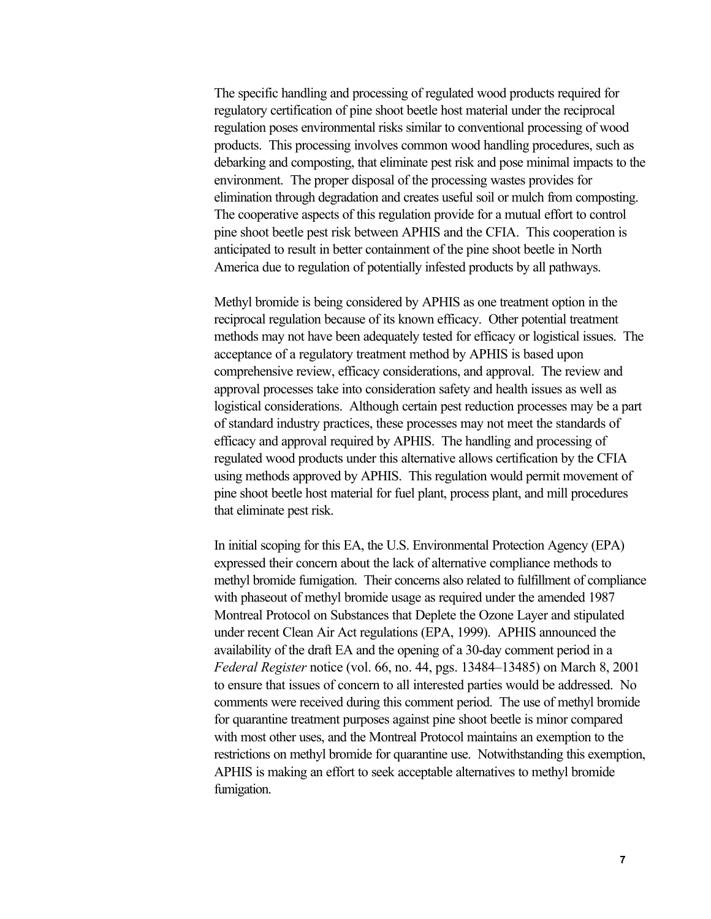The specific handling and processing of regulated wood products required for regulatory certification of pine shoot beetle host material under the reciprocal regulation poses environmental risks similar to conventional processing of wood products. This processing involves common wood handling procedures, such as debarking and composting, that eliminate pest risk and pose minimal impacts to the environment. The proper disposal of the processing wastes provides for elimination through degradation and creates useful soil or mulch from composting. The cooperative aspects of this regulation provide for a mutual effort to control pine shoot beetle pest risk between APHIS and the CFIA. This cooperation is anticipated to result in better containment of the pine shoot beetle in North America due to regulation of potentially infested products by all pathways.

Methyl bromide is being considered by APHIS as one treatment option in the reciprocal regulation because of its known efficacy. Other potential treatment methods may not have been adequately tested for efficacy or logistical issues. The acceptance of a regulatory treatment method by APHIS is based upon comprehensive review, efficacy considerations, and approval. The review and approval processes take into consideration safety and health issues as well as logistical considerations. Although certain pest reduction processes may be a part of standard industry practices, these processes may not meet the standards of efficacy and approval required by APHIS. The handling and processing of regulated wood products under this alternative allows certification by the CFIA using methods approved by APHIS. This regulation would permit movement of pine shoot beetle host material for fuel plant, process plant, and mill procedures that eliminate pest risk.

In initial scoping for this EA, the U.S. Environmental Protection Agency (EPA) expressed their concern about the lack of alternative compliance methods to methyl bromide fumigation. Their concerns also related to fulfillment of compliance with phaseout of methyl bromide usage as required under the amended 1987 Montreal Protocol on Substances that Deplete the Ozone Layer and stipulated under recent Clean Air Act regulations (EPA, 1999). APHIS announced the availability of the draft EA and the opening of a 30-day comment period in a *Federal Register* notice (vol. 66, no. 44, pgs. 13484–13485) on March 8, 2001 to ensure that issues of concern to all interested parties would be addressed. No comments were received during this comment period. The use of methyl bromide for quarantine treatment purposes against pine shoot beetle is minor compared with most other uses, and the Montreal Protocol maintains an exemption to the restrictions on methyl bromide for quarantine use. Notwithstanding this exemption, APHIS is making an effort to seek acceptable alternatives to methyl bromide fumigation.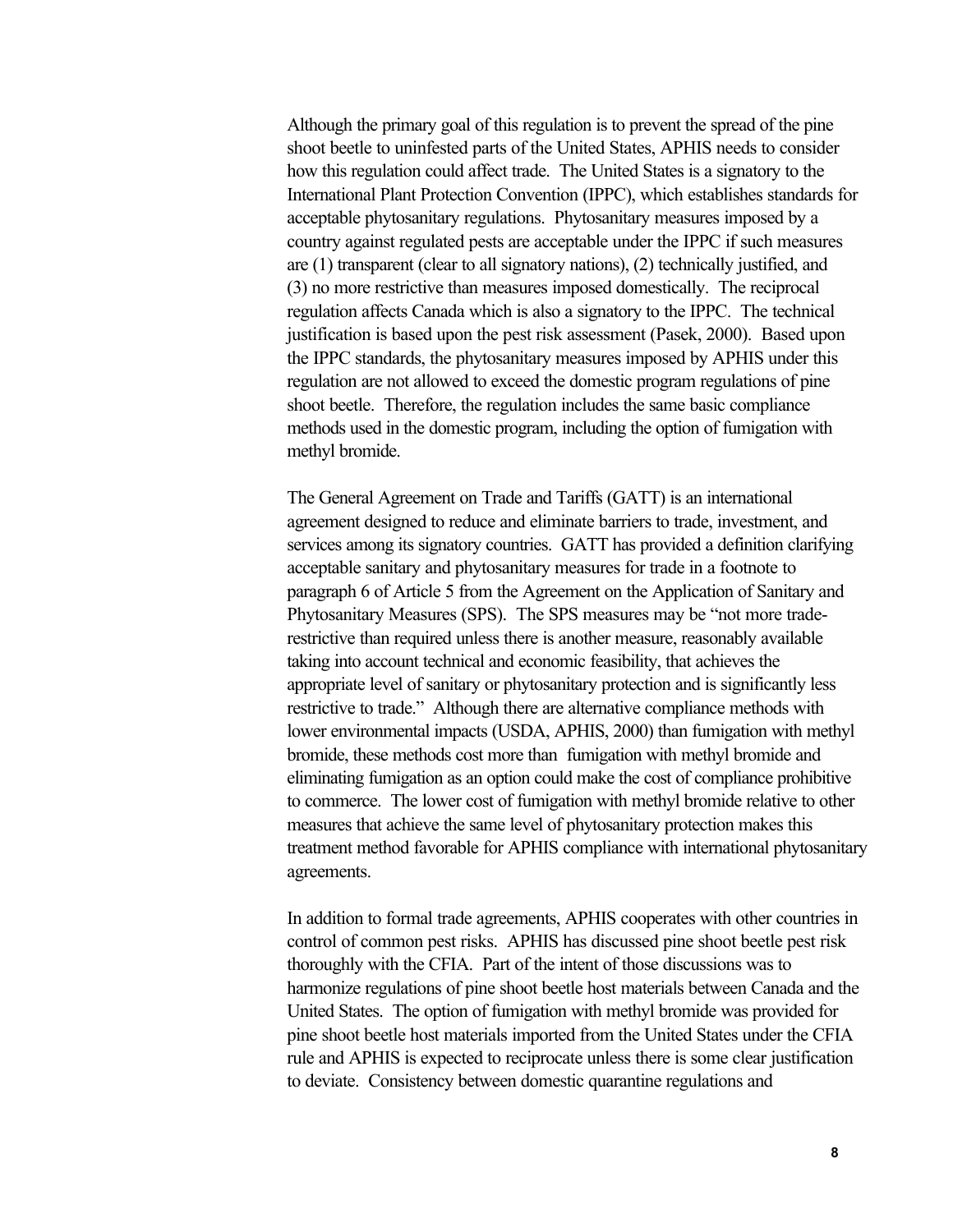Although the primary goal of this regulation is to prevent the spread of the pine shoot beetle to uninfested parts of the United States, APHIS needs to consider how this regulation could affect trade. The United States is a signatory to the International Plant Protection Convention (IPPC), which establishes standards for acceptable phytosanitary regulations. Phytosanitary measures imposed by a country against regulated pests are acceptable under the IPPC if such measures are (1) transparent (clear to all signatory nations), (2) technically justified, and (3) no more restrictive than measures imposed domestically. The reciprocal regulation affects Canada which is also a signatory to the IPPC. The technical justification is based upon the pest risk assessment (Pasek, 2000). Based upon the IPPC standards, the phytosanitary measures imposed by APHIS under this regulation are not allowed to exceed the domestic program regulations of pine shoot beetle. Therefore, the regulation includes the same basic compliance methods used in the domestic program, including the option of fumigation with methyl bromide.

The General Agreement on Trade and Tariffs (GATT) is an international agreement designed to reduce and eliminate barriers to trade, investment, and services among its signatory countries. GATT has provided a definition clarifying acceptable sanitary and phytosanitary measures for trade in a footnote to paragraph 6 of Article 5 from the Agreement on the Application of Sanitary and Phytosanitary Measures (SPS). The SPS measures may be "not more trade-restrictive than required unless there is another measure, reasonably available taking into account technical and economic feasibility, that achieves the appropriate level of sanitary or phytosanitary protection and is significantly less restrictive to trade." Although there are alternative compliance methods with lower environmental impacts (USDA, APHIS, 2000) than fumigation with methyl bromide, these methods cost more than fumigation with methyl bromide and eliminating fumigation as an option could make the cost of compliance prohibitive to commerce. The lower cost of fumigation with methyl bromide relative to other measures that achieve the same level of phytosanitary protection makes this treatment method favorable for APHIS compliance with international phytosanitary agreements.

In addition to formal trade agreements, APHIS cooperates with other countries in control of common pest risks. APHIS has discussed pine shoot beetle pest risk thoroughly with the CFIA. Part of the intent of those discussions was to harmonize regulations of pine shoot beetle host materials between Canada and the United States. The option of fumigation with methyl bromide was provided for pine shoot beetle host materials imported from the United States under the CFIA rule and APHIS is expected to reciprocate unless there is some clear justification to deviate. Consistency between domestic quarantine regulations and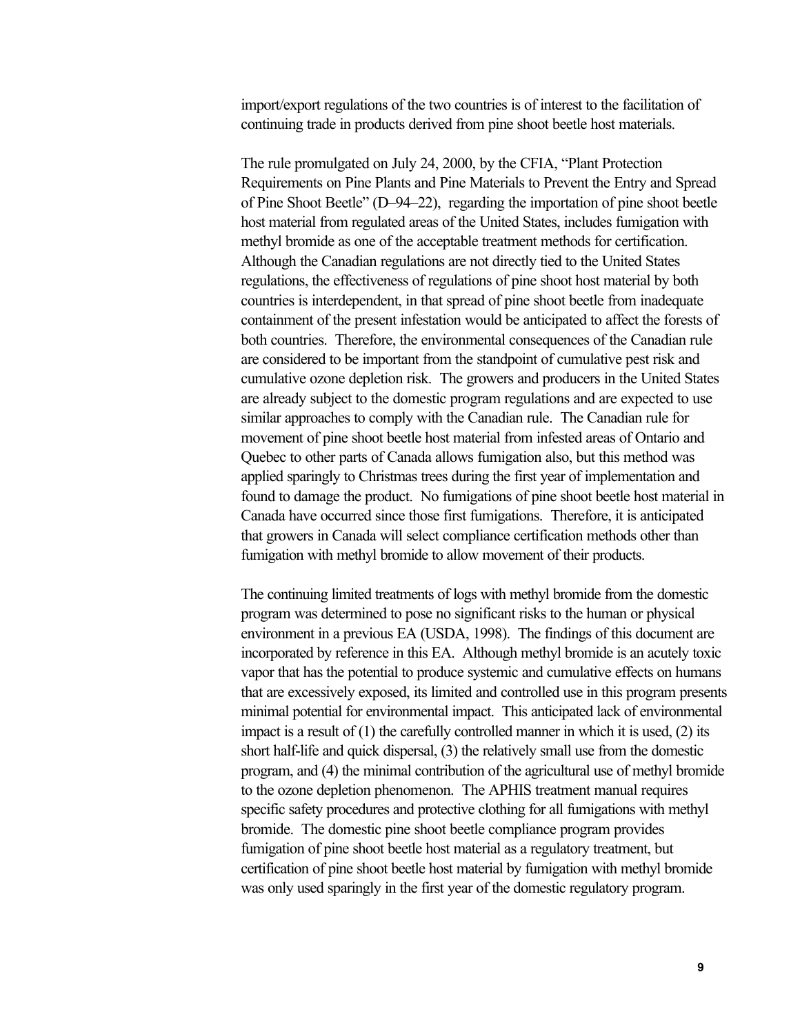import/export regulations of the two countries is of interest to the facilitation of continuing trade in products derived from pine shoot beetle host materials.

The rule promulgated on July 24, 2000, by the CFIA, "Plant Protection Requirements on Pine Plants and Pine Materials to Prevent the Entry and Spread of Pine Shoot Beetle" (D–94–22), regarding the importation of pine shoot beetle host material from regulated areas of the United States, includes fumigation with methyl bromide as one of the acceptable treatment methods for certification. Although the Canadian regulations are not directly tied to the United States regulations, the effectiveness of regulations of pine shoot host material by both countries is interdependent, in that spread of pine shoot beetle from inadequate containment of the present infestation would be anticipated to affect the forests of both countries. Therefore, the environmental consequences of the Canadian rule are considered to be important from the standpoint of cumulative pest risk and cumulative ozone depletion risk. The growers and producers in the United States are already subject to the domestic program regulations and are expected to use similar approaches to comply with the Canadian rule. The Canadian rule for movement of pine shoot beetle host material from infested areas of Ontario and Quebec to other parts of Canada allows fumigation also, but this method was applied sparingly to Christmas trees during the first year of implementation and found to damage the product. No fumigations of pine shoot beetle host material in Canada have occurred since those first fumigations. Therefore, it is anticipated that growers in Canada will select compliance certification methods other than fumigation with methyl bromide to allow movement of their products.

The continuing limited treatments of logs with methyl bromide from the domestic program was determined to pose no significant risks to the human or physical environment in a previous EA (USDA, 1998). The findings of this document are incorporated by reference in this EA. Although methyl bromide is an acutely toxic vapor that has the potential to produce systemic and cumulative effects on humans that are excessively exposed, its limited and controlled use in this program presents minimal potential for environmental impact. This anticipated lack of environmental impact is a result of (1) the carefully controlled manner in which it is used, (2) its short half-life and quick dispersal, (3) the relatively small use from the domestic program, and (4) the minimal contribution of the agricultural use of methyl bromide to the ozone depletion phenomenon. The APHIS treatment manual requires specific safety procedures and protective clothing for all fumigations with methyl bromide. The domestic pine shoot beetle compliance program provides fumigation of pine shoot beetle host material as a regulatory treatment, but certification of pine shoot beetle host material by fumigation with methyl bromide was only used sparingly in the first year of the domestic regulatory program.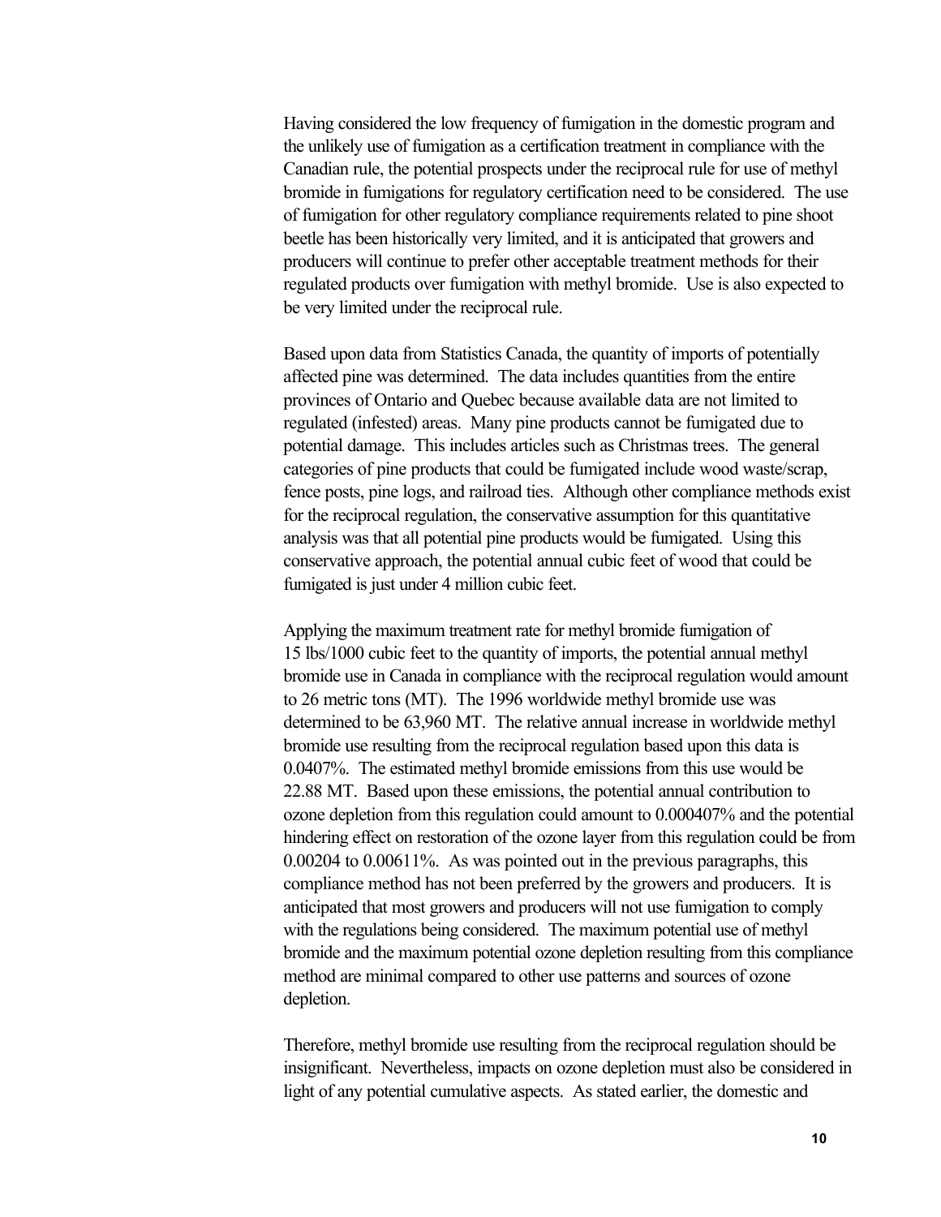Having considered the low frequency of fumigation in the domestic program and the unlikely use of fumigation as a certification treatment in compliance with the Canadian rule, the potential prospects under the reciprocal rule for use of methyl bromide in fumigations for regulatory certification need to be considered. The use of fumigation for other regulatory compliance requirements related to pine shoot beetle has been historically very limited, and it is anticipated that growers and producers will continue to prefer other acceptable treatment methods for their regulated products over fumigation with methyl bromide. Use is also expected to be very limited under the reciprocal rule.

Based upon data from Statistics Canada, the quantity of imports of potentially affected pine was determined. The data includes quantities from the entire provinces of Ontario and Quebec because available data are not limited to regulated (infested) areas. Many pine products cannot be fumigated due to potential damage. This includes articles such as Christmas trees. The general categories of pine products that could be fumigated include wood waste/scrap, fence posts, pine logs, and railroad ties. Although other compliance methods exist for the reciprocal regulation, the conservative assumption for this quantitative analysis was that all potential pine products would be fumigated. Using this conservative approach, the potential annual cubic feet of wood that could be fumigated is just under 4 million cubic feet.

Applying the maximum treatment rate for methyl bromide fumigation of 15 lbs/1000 cubic feet to the quantity of imports, the potential annual methyl bromide use in Canada in compliance with the reciprocal regulation would amount to 26 metric tons (MT). The 1996 worldwide methyl bromide use was determined to be 63,960 MT. The relative annual increase in worldwide methyl bromide use resulting from the reciprocal regulation based upon this data is 0.0407%. The estimated methyl bromide emissions from this use would be 22.88 MT. Based upon these emissions, the potential annual contribution to ozone depletion from this regulation could amount to 0.000407% and the potential hindering effect on restoration of the ozone layer from this regulation could be from 0.00204 to 0.00611%. As was pointed out in the previous paragraphs, this compliance method has not been preferred by the growers and producers. It is anticipated that most growers and producers will not use fumigation to comply with the regulations being considered. The maximum potential use of methyl bromide and the maximum potential ozone depletion resulting from this compliance method are minimal compared to other use patterns and sources of ozone depletion.

Therefore, methyl bromide use resulting from the reciprocal regulation should be insignificant. Nevertheless, impacts on ozone depletion must also be considered in light of any potential cumulative aspects. As stated earlier, the domestic and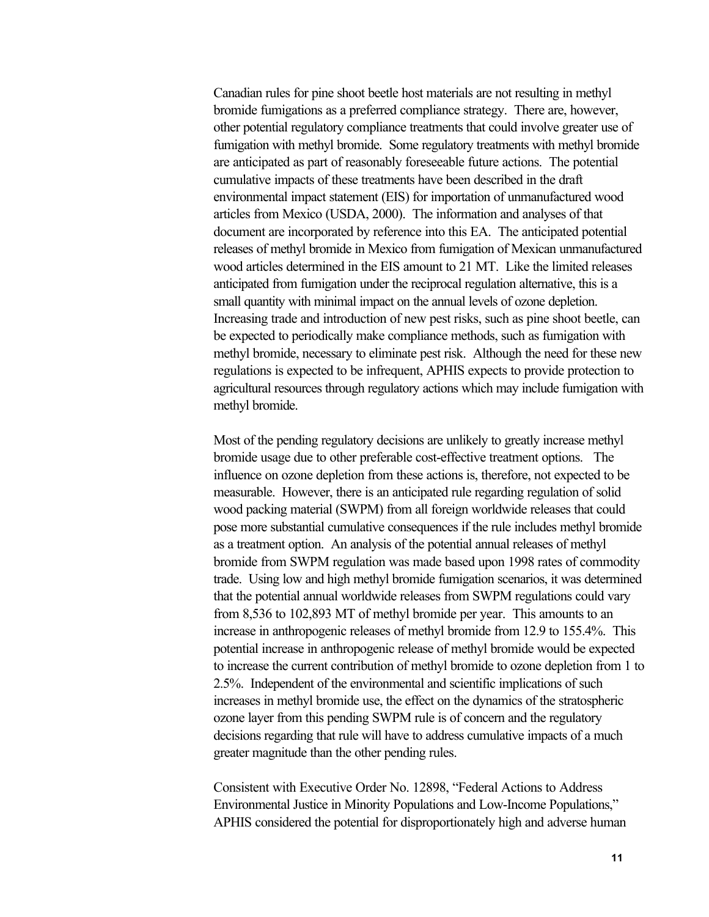Canadian rules for pine shoot beetle host materials are not resulting in methyl bromide fumigations as a preferred compliance strategy. There are, however, other potential regulatory compliance treatments that could involve greater use of fumigation with methyl bromide. Some regulatory treatments with methyl bromide are anticipated as part of reasonably foreseeable future actions. The potential cumulative impacts of these treatments have been described in the draft environmental impact statement (EIS) for importation of unmanufactured wood articles from Mexico (USDA, 2000). The information and analyses of that document are incorporated by reference into this EA. The anticipated potential releases of methyl bromide in Mexico from fumigation of Mexican unmanufactured wood articles determined in the EIS amount to 21 MT. Like the limited releases anticipated from fumigation under the reciprocal regulation alternative, this is a small quantity with minimal impact on the annual levels of ozone depletion. Increasing trade and introduction of new pest risks, such as pine shoot beetle, can be expected to periodically make compliance methods, such as fumigation with methyl bromide, necessary to eliminate pest risk. Although the need for these new regulations is expected to be infrequent, APHIS expects to provide protection to agricultural resources through regulatory actions which may include fumigation with methyl bromide.

Most of the pending regulatory decisions are unlikely to greatly increase methyl bromide usage due to other preferable cost-effective treatment options. The influence on ozone depletion from these actions is, therefore, not expected to be measurable. However, there is an anticipated rule regarding regulation of solid wood packing material (SWPM) from all foreign worldwide releases that could pose more substantial cumulative consequences if the rule includes methyl bromide as a treatment option. An analysis of the potential annual releases of methyl bromide from SWPM regulation was made based upon 1998 rates of commodity trade. Using low and high methyl bromide fumigation scenarios, it was determined that the potential annual worldwide releases from SWPM regulations could vary from 8,536 to 102,893 MT of methyl bromide per year. This amounts to an increase in anthropogenic releases of methyl bromide from 12.9 to 155.4%. This potential increase in anthropogenic release of methyl bromide would be expected to increase the current contribution of methyl bromide to ozone depletion from 1 to 2.5%. Independent of the environmental and scientific implications of such increases in methyl bromide use, the effect on the dynamics of the stratospheric ozone layer from this pending SWPM rule is of concern and the regulatory decisions regarding that rule will have to address cumulative impacts of a much greater magnitude than the other pending rules.

Consistent with Executive Order No. 12898, "Federal Actions to Address Environmental Justice in Minority Populations and Low-Income Populations," APHIS considered the potential for disproportionately high and adverse human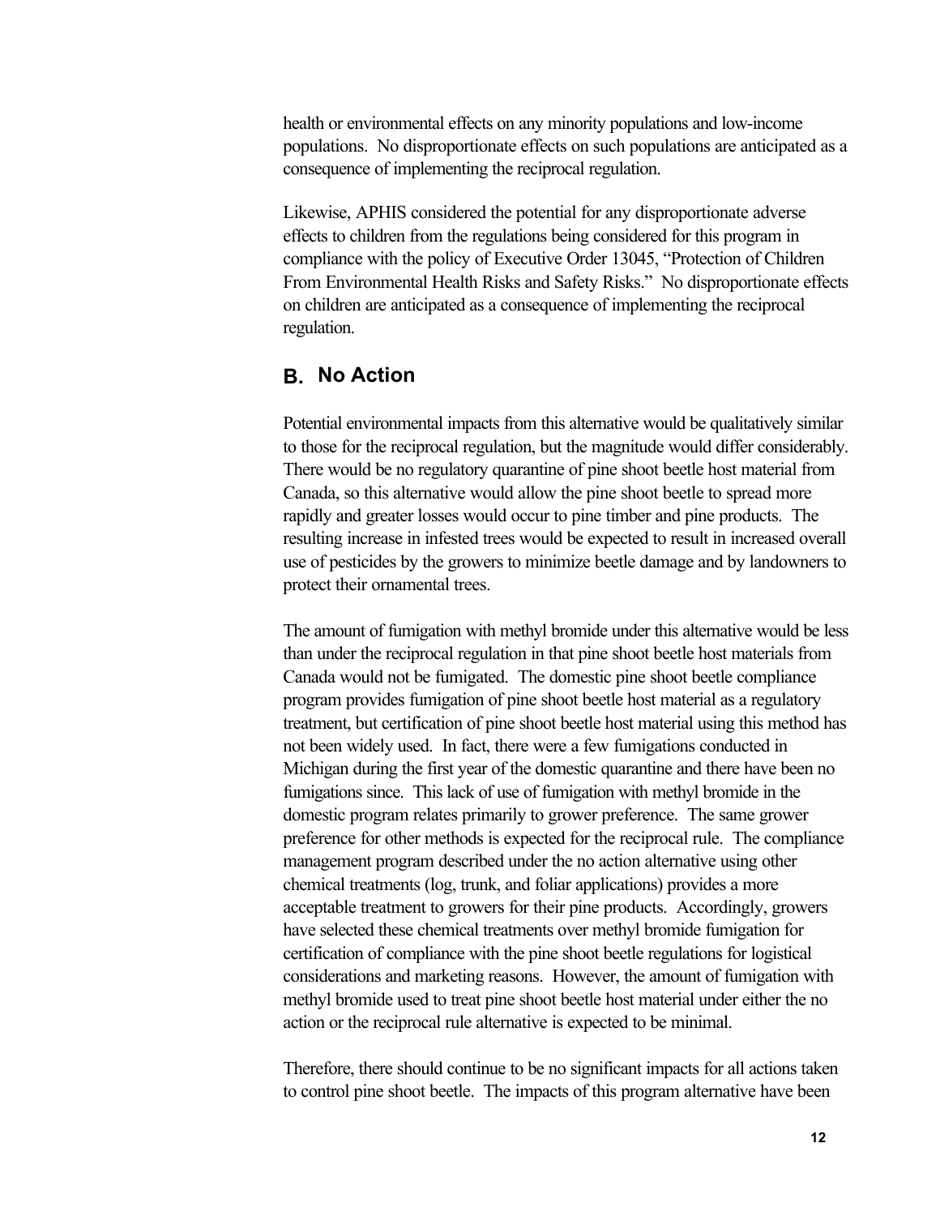health or environmental effects on any minority populations and low-income populations. No disproportionate effects on such populations are anticipated as a consequence of implementing the reciprocal regulation.

Likewise, APHIS considered the potential for any disproportionate adverse effects to children from the regulations being considered for this program in compliance with the policy of Executive Order 13045, "Protection of Children From Environmental Health Risks and Safety Risks." No disproportionate effects on children are anticipated as a consequence of implementing the reciprocal regulation.

## B. No Action

Potential environmental impacts from this alternative would be qualitatively similar to those for the reciprocal regulation, but the magnitude would differ considerably. There would be no regulatory quarantine of pine shoot beetle host material from Canada, so this alternative would allow the pine shoot beetle to spread more rapidly and greater losses would occur to pine timber and pine products. The resulting increase in infested trees would be expected to result in increased overall use of pesticides by the growers to minimize beetle damage and by landowners to protect their ornamental trees.

The amount of fumigation with methyl bromide under this alternative would be less than under the reciprocal regulation in that pine shoot beetle host materials from Canada would not be fumigated. The domestic pine shoot beetle compliance program provides fumigation of pine shoot beetle host material as a regulatory treatment, but certification of pine shoot beetle host material using this method has not been widely used. In fact, there were a few fumigations conducted in Michigan during the first year of the domestic quarantine and there have been no fumigations since. This lack of use of fumigation with methyl bromide in the domestic program relates primarily to grower preference. The same grower preference for other methods is expected for the reciprocal rule. The compliance management program described under the no action alternative using other chemical treatments (log, trunk, and foliar applications) provides a more acceptable treatment to growers for their pine products. Accordingly, growers have selected these chemical treatments over methyl bromide fumigation for certification of compliance with the pine shoot beetle regulations for logistical considerations and marketing reasons. However, the amount of fumigation with methyl bromide used to treat pine shoot beetle host material under either the no action or the reciprocal rule alternative is expected to be minimal.

Therefore, there should continue to be no significant impacts for all actions taken to control pine shoot beetle. The impacts of this program alternative have been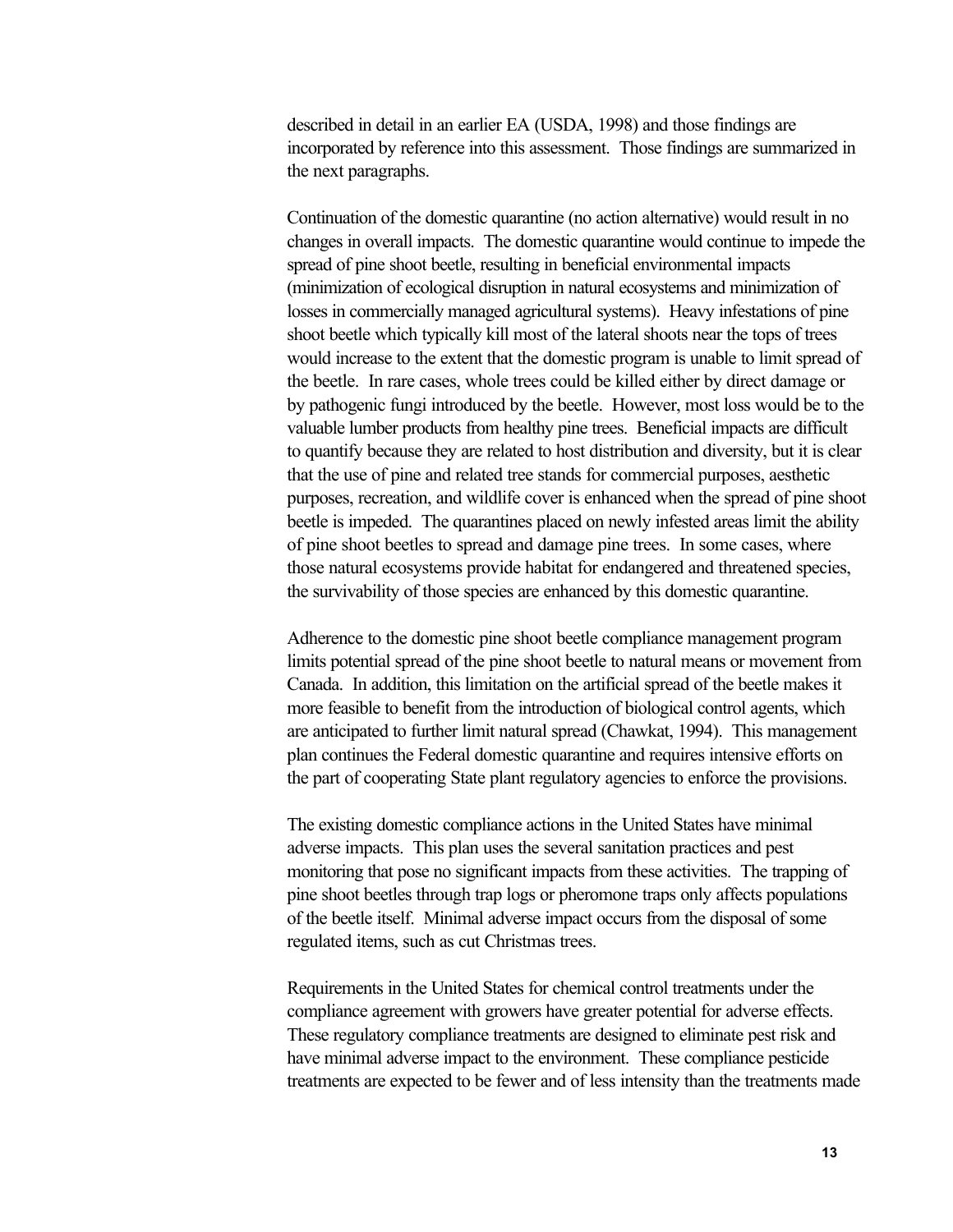described in detail in an earlier EA (USDA, 1998) and those findings are incorporated by reference into this assessment. Those findings are summarized in the next paragraphs.

Continuation of the domestic quarantine (no action alternative) would result in no changes in overall impacts. The domestic quarantine would continue to impede the spread of pine shoot beetle, resulting in beneficial environmental impacts (minimization of ecological disruption in natural ecosystems and minimization of losses in commercially managed agricultural systems). Heavy infestations of pine shoot beetle which typically kill most of the lateral shoots near the tops of trees would increase to the extent that the domestic program is unable to limit spread of the beetle. In rare cases, whole trees could be killed either by direct damage or by pathogenic fungi introduced by the beetle. However, most loss would be to the valuable lumber products from healthy pine trees. Beneficial impacts are difficult to quantify because they are related to host distribution and diversity, but it is clear that the use of pine and related tree stands for commercial purposes, aesthetic purposes, recreation, and wildlife cover is enhanced when the spread of pine shoot beetle is impeded. The quarantines placed on newly infested areas limit the ability of pine shoot beetles to spread and damage pine trees. In some cases, where those natural ecosystems provide habitat for endangered and threatened species, the survivability of those species are enhanced by this domestic quarantine.

Adherence to the domestic pine shoot beetle compliance management program limits potential spread of the pine shoot beetle to natural means or movement from Canada. In addition, this limitation on the artificial spread of the beetle makes it more feasible to benefit from the introduction of biological control agents, which are anticipated to further limit natural spread (Chawkat, 1994). This management plan continues the Federal domestic quarantine and requires intensive efforts on the part of cooperating State plant regulatory agencies to enforce the provisions.

The existing domestic compliance actions in the United States have minimal adverse impacts. This plan uses the several sanitation practices and pest monitoring that pose no significant impacts from these activities. The trapping of pine shoot beetles through trap logs or pheromone traps only affects populations of the beetle itself. Minimal adverse impact occurs from the disposal of some regulated items, such as cut Christmas trees.

Requirements in the United States for chemical control treatments under the compliance agreement with growers have greater potential for adverse effects. These regulatory compliance treatments are designed to eliminate pest risk and have minimal adverse impact to the environment. These compliance pesticide treatments are expected to be fewer and of less intensity than the treatments made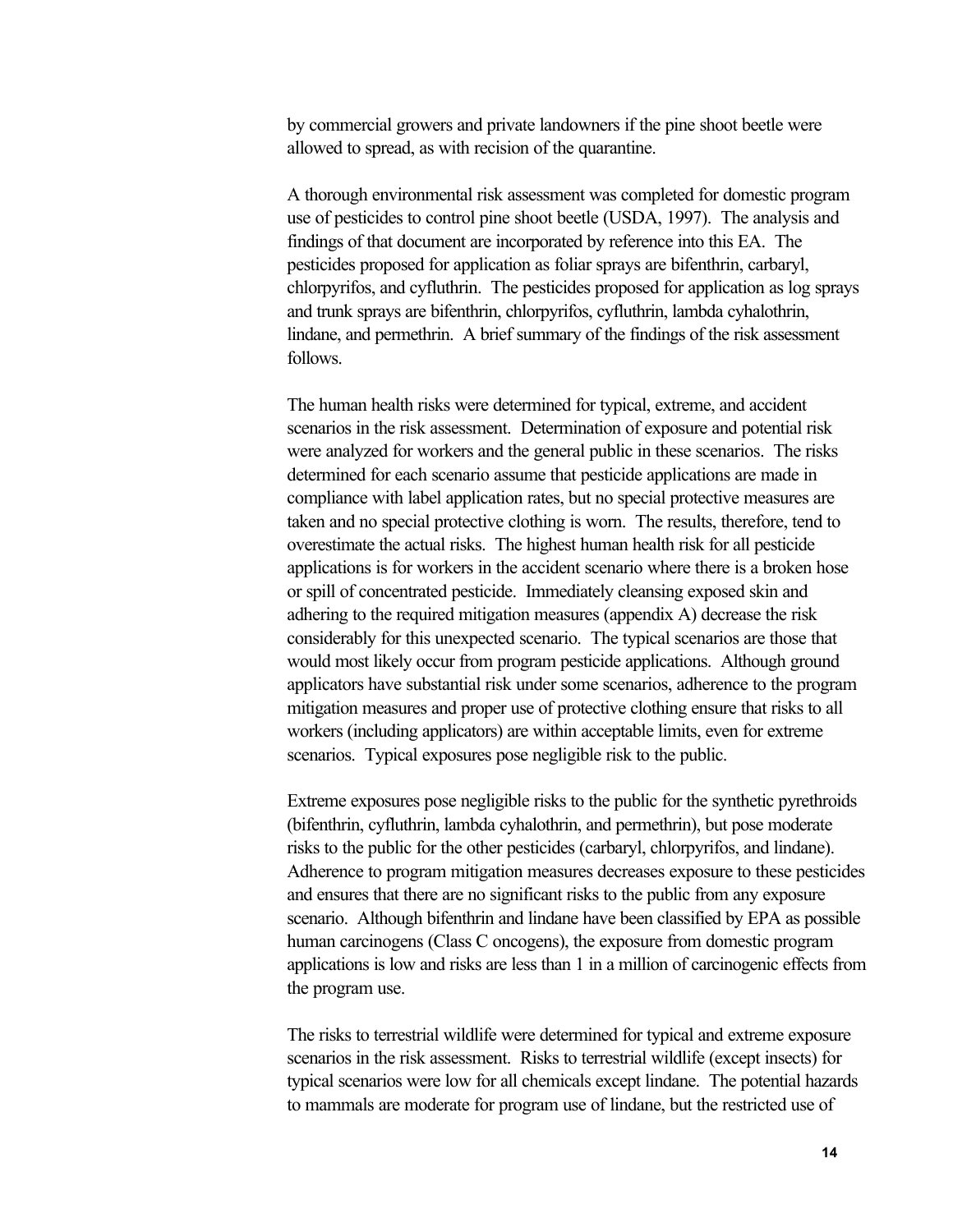by commercial growers and private landowners if the pine shoot beetle were allowed to spread, as with recision of the quarantine.

A thorough environmental risk assessment was completed for domestic program use of pesticides to control pine shoot beetle (USDA, 1997). The analysis and findings of that document are incorporated by reference into this EA. The pesticides proposed for application as foliar sprays are bifenthrin, carbaryl, chlorpyrifos, and cyfluthrin. The pesticides proposed for application as log sprays and trunk sprays are bifenthrin, chlorpyrifos, cyfluthrin, lambda cyhalothrin, lindane, and permethrin. A brief summary of the findings of the risk assessment follows.

The human health risks were determined for typical, extreme, and accident scenarios in the risk assessment. Determination of exposure and potential risk were analyzed for workers and the general public in these scenarios. The risks determined for each scenario assume that pesticide applications are made in compliance with label application rates, but no special protective measures are taken and no special protective clothing is worn. The results, therefore, tend to overestimate the actual risks. The highest human health risk for all pesticide applications is for workers in the accident scenario where there is a broken hose or spill of concentrated pesticide. Immediately cleansing exposed skin and adhering to the required mitigation measures (appendix A) decrease the risk considerably for this unexpected scenario. The typical scenarios are those that would most likely occur from program pesticide applications. Although ground applicators have substantial risk under some scenarios, adherence to the program mitigation measures and proper use of protective clothing ensure that risks to all workers (including applicators) are within acceptable limits, even for extreme scenarios. Typical exposures pose negligible risk to the public.

Extreme exposures pose negligible risks to the public for the synthetic pyrethroids (bifenthrin, cyfluthrin, lambda cyhalothrin, and permethrin), but pose moderate risks to the public for the other pesticides (carbaryl, chlorpyrifos, and lindane). Adherence to program mitigation measures decreases exposure to these pesticides and ensures that there are no significant risks to the public from any exposure scenario. Although bifenthrin and lindane have been classified by EPA as possible human carcinogens (Class C oncogens), the exposure from domestic program applications is low and risks are less than 1 in a million of carcinogenic effects from the program use.

The risks to terrestrial wildlife were determined for typical and extreme exposure scenarios in the risk assessment. Risks to terrestrial wildlife (except insects) for typical scenarios were low for all chemicals except lindane. The potential hazards to mammals are moderate for program use of lindane, but the restricted use of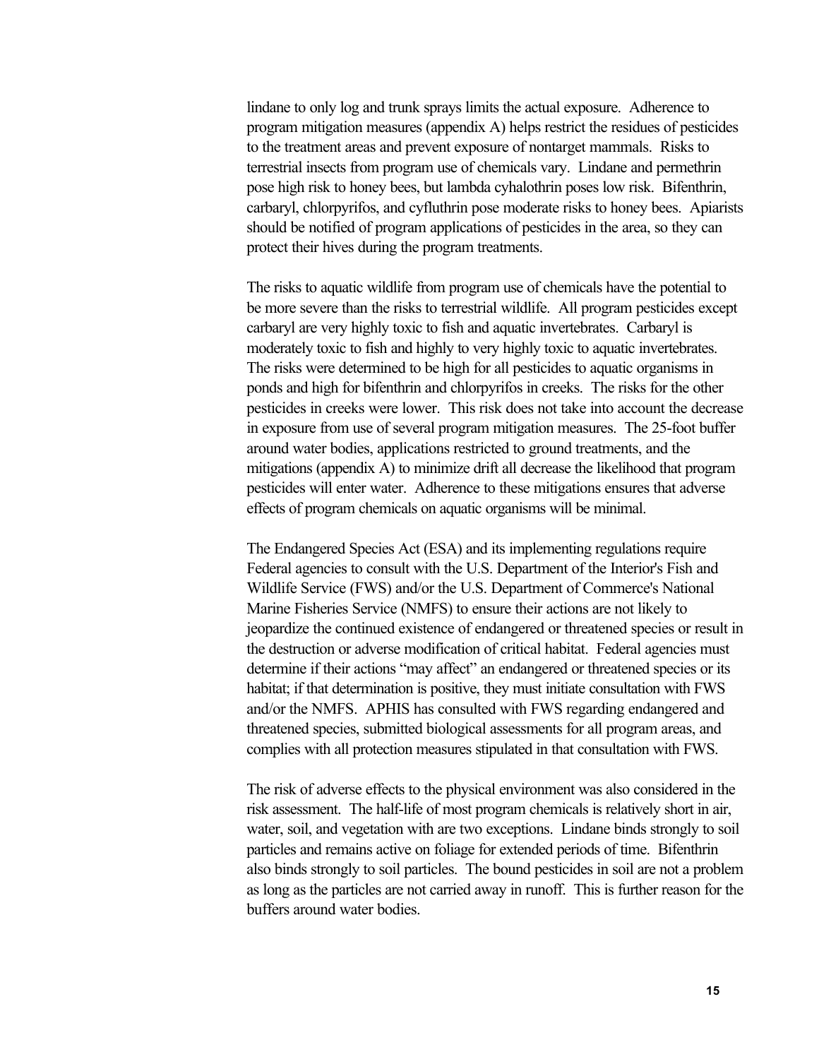lindane to only log and trunk sprays limits the actual exposure. Adherence to program mitigation measures (appendix A) helps restrict the residues of pesticides to the treatment areas and prevent exposure of nontarget mammals. Risks to terrestrial insects from program use of chemicals vary. Lindane and permethrin pose high risk to honey bees, but lambda cyhalothrin poses low risk. Bifenthrin, carbaryl, chlorpyrifos, and cyfluthrin pose moderate risks to honey bees. Apiarists should be notified of program applications of pesticides in the area, so they can protect their hives during the program treatments.

The risks to aquatic wildlife from program use of chemicals have the potential to be more severe than the risks to terrestrial wildlife. All program pesticides except carbaryl are very highly toxic to fish and aquatic invertebrates. Carbaryl is moderately toxic to fish and highly to very highly toxic to aquatic invertebrates. The risks were determined to be high for all pesticides to aquatic organisms in ponds and high for bifenthrin and chlorpyrifos in creeks. The risks for the other pesticides in creeks were lower. This risk does not take into account the decrease in exposure from use of several program mitigation measures. The 25-foot buffer around water bodies, applications restricted to ground treatments, and the mitigations (appendix A) to minimize drift all decrease the likelihood that program pesticides will enter water. Adherence to these mitigations ensures that adverse effects of program chemicals on aquatic organisms will be minimal.

The Endangered Species Act (ESA) and its implementing regulations require Federal agencies to consult with the U.S. Department of the Interior's Fish and Wildlife Service (FWS) and/or the U.S. Department of Commerce's National Marine Fisheries Service (NMFS) to ensure their actions are not likely to jeopardize the continued existence of endangered or threatened species or result in the destruction or adverse modification of critical habitat. Federal agencies must determine if their actions "may affect" an endangered or threatened species or its habitat; if that determination is positive, they must initiate consultation with FWS and/or the NMFS. APHIS has consulted with FWS regarding endangered and threatened species, submitted biological assessments for all program areas, and complies with all protection measures stipulated in that consultation with FWS.

The risk of adverse effects to the physical environment was also considered in the risk assessment. The half-life of most program chemicals is relatively short in air, water, soil, and vegetation with are two exceptions. Lindane binds strongly to soil particles and remains active on foliage for extended periods of time. Bifenthrin also binds strongly to soil particles. The bound pesticides in soil are not a problem as long as the particles are not carried away in runoff. This is further reason for the buffers around water bodies.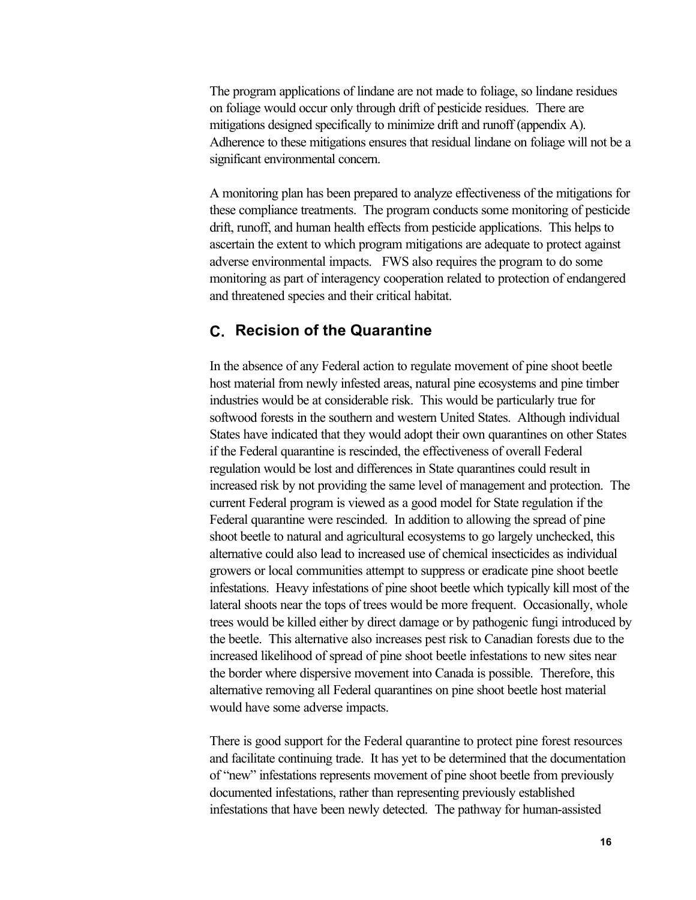The program applications of lindane are not made to foliage, so lindane residues on foliage would occur only through drift of pesticide residues. There are mitigations designed specifically to minimize drift and runoff (appendix A). Adherence to these mitigations ensures that residual lindane on foliage will not be a significant environmental concern.

A monitoring plan has been prepared to analyze effectiveness of the mitigations for these compliance treatments. The program conducts some monitoring of pesticide drift, runoff, and human health effects from pesticide applications. This helps to ascertain the extent to which program mitigations are adequate to protect against adverse environmental impacts. FWS also requires the program to do some monitoring as part of interagency cooperation related to protection of endangered and threatened species and their critical habitat.

## C. Recision of the Quarantine

In the absence of any Federal action to regulate movement of pine shoot beetle host material from newly infested areas, natural pine ecosystems and pine timber industries would be at considerable risk. This would be particularly true for softwood forests in the southern and western United States. Although individual States have indicated that they would adopt their own quarantines on other States if the Federal quarantine is rescinded, the effectiveness of overall Federal regulation would be lost and differences in State quarantines could result in increased risk by not providing the same level of management and protection. The current Federal program is viewed as a good model for State regulation if the Federal quarantine were rescinded. In addition to allowing the spread of pine shoot beetle to natural and agricultural ecosystems to go largely unchecked, this alternative could also lead to increased use of chemical insecticides as individual growers or local communities attempt to suppress or eradicate pine shoot beetle infestations. Heavy infestations of pine shoot beetle which typically kill most of the lateral shoots near the tops of trees would be more frequent. Occasionally, whole trees would be killed either by direct damage or by pathogenic fungi introduced by the beetle. This alternative also increases pest risk to Canadian forests due to the increased likelihood of spread of pine shoot beetle infestations to new sites near the border where dispersive movement into Canada is possible. Therefore, this alternative removing all Federal quarantines on pine shoot beetle host material would have some adverse impacts.

There is good support for the Federal quarantine to protect pine forest resources and facilitate continuing trade. It has yet to be determined that the documentation of "new" infestations represents movement of pine shoot beetle from previously documented infestations, rather than representing previously established infestations that have been newly detected. The pathway for human-assisted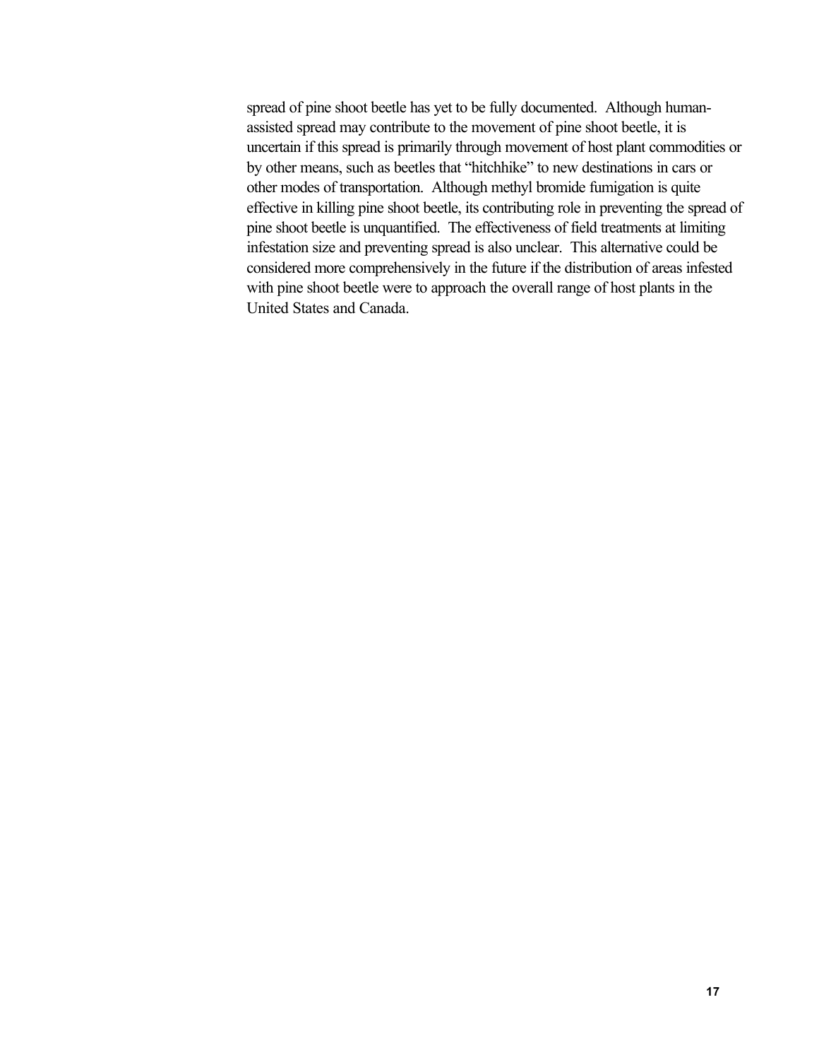spread of pine shoot beetle has yet to be fully documented. Although human-assisted spread may contribute to the movement of pine shoot beetle, it is uncertain if this spread is primarily through movement of host plant commodities or by other means, such as beetles that "hitchhike" to new destinations in cars or other modes of transportation. Although methyl bromide fumigation is quite effective in killing pine shoot beetle, its contributing role in preventing the spread of pine shoot beetle is unquantified. The effectiveness of field treatments at limiting infestation size and preventing spread is also unclear. This alternative could be considered more comprehensively in the future if the distribution of areas infested with pine shoot beetle were to approach the overall range of host plants in the United States and Canada.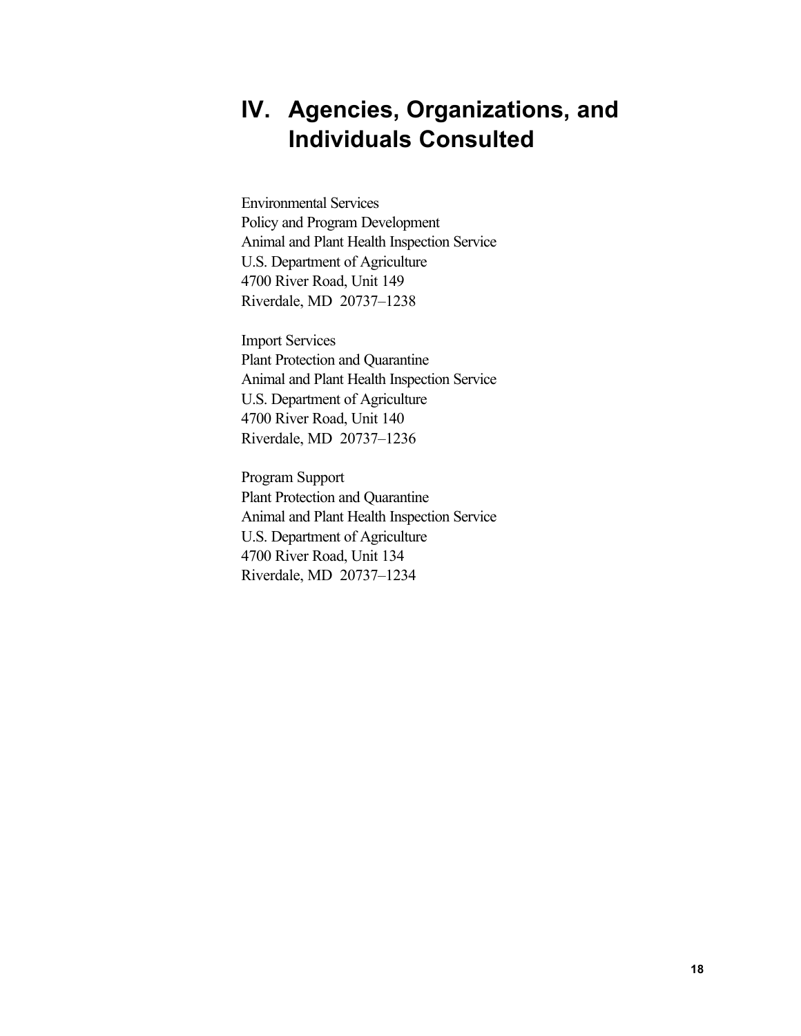# IV. Agencies, Organizations, and Individuals Consulted

Environmental Services
Policy and Program Development
Animal and Plant Health Inspection Service
U.S. Department of Agriculture
4700 River Road, Unit 149
Riverdale, MD  20737–1238

Import Services
Plant Protection and Quarantine
Animal and Plant Health Inspection Service
U.S. Department of Agriculture
4700 River Road, Unit 140
Riverdale, MD  20737–1236

Program Support
Plant Protection and Quarantine
Animal and Plant Health Inspection Service
U.S. Department of Agriculture
4700 River Road, Unit 134
Riverdale, MD  20737–1234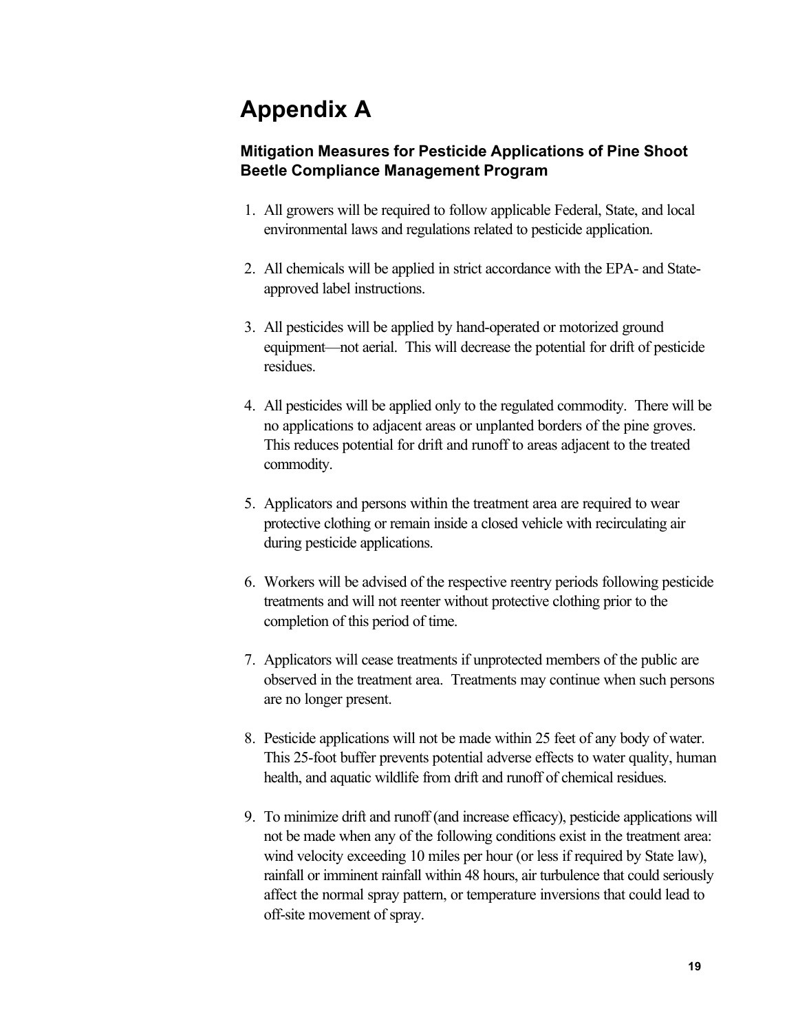# Appendix A

### Mitigation Measures for Pesticide Applications of Pine Shoot Beetle Compliance Management Program

1. All growers will be required to follow applicable Federal, State, and local environmental laws and regulations related to pesticide application.

2. All chemicals will be applied in strict accordance with the EPA- and State-approved label instructions.

3. All pesticides will be applied by hand-operated or motorized ground equipment—not aerial. This will decrease the potential for drift of pesticide residues.

4. All pesticides will be applied only to the regulated commodity. There will be no applications to adjacent areas or unplanted borders of the pine groves. This reduces potential for drift and runoff to areas adjacent to the treated commodity.

5. Applicators and persons within the treatment area are required to wear protective clothing or remain inside a closed vehicle with recirculating air during pesticide applications.

6. Workers will be advised of the respective reentry periods following pesticide treatments and will not reenter without protective clothing prior to the completion of this period of time.

7. Applicators will cease treatments if unprotected members of the public are observed in the treatment area. Treatments may continue when such persons are no longer present.

8. Pesticide applications will not be made within 25 feet of any body of water. This 25-foot buffer prevents potential adverse effects to water quality, human health, and aquatic wildlife from drift and runoff of chemical residues.

9. To minimize drift and runoff (and increase efficacy), pesticide applications will not be made when any of the following conditions exist in the treatment area: wind velocity exceeding 10 miles per hour (or less if required by State law), rainfall or imminent rainfall within 48 hours, air turbulence that could seriously affect the normal spray pattern, or temperature inversions that could lead to off-site movement of spray.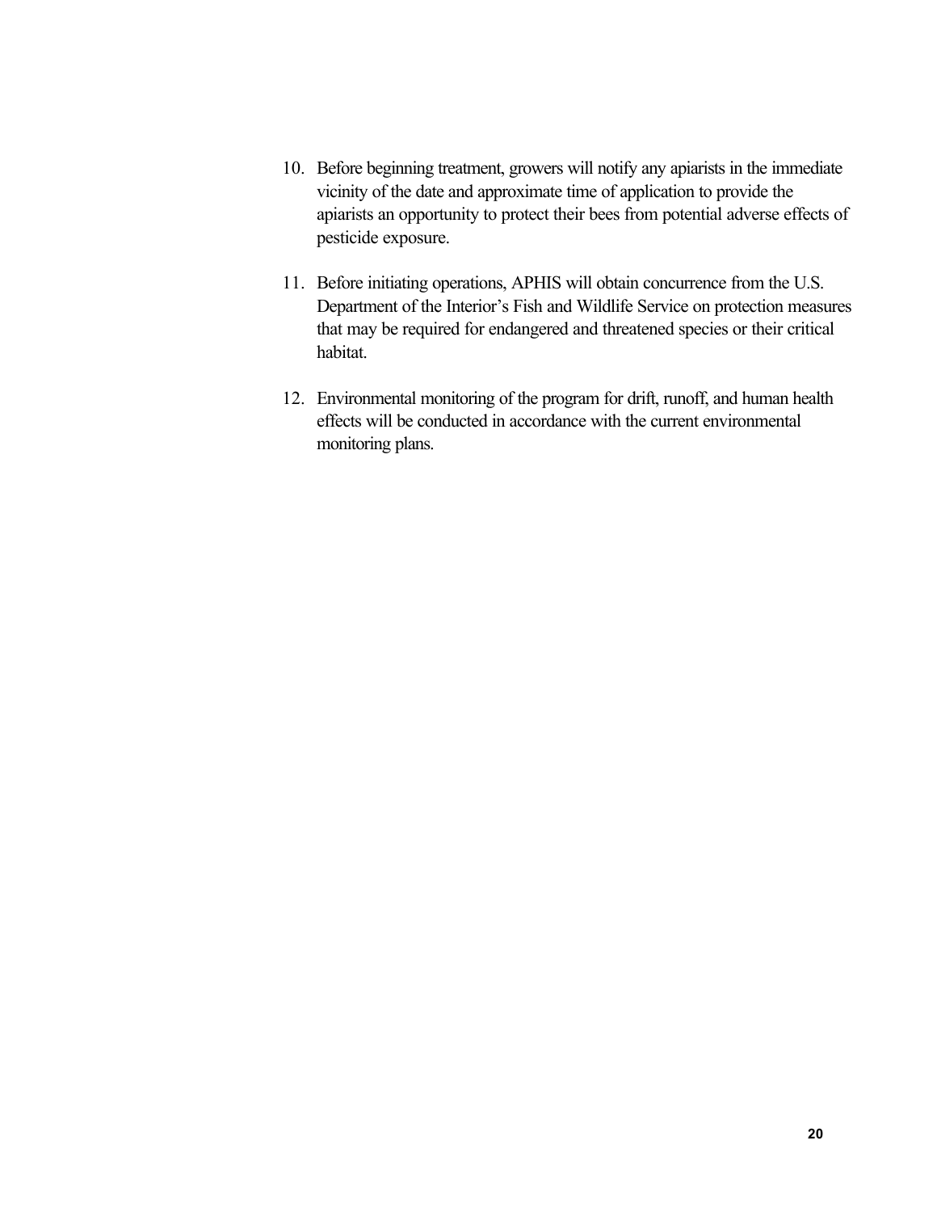10. Before beginning treatment, growers will notify any apiarists in the immediate vicinity of the date and approximate time of application to provide the apiarists an opportunity to protect their bees from potential adverse effects of pesticide exposure.

11. Before initiating operations, APHIS will obtain concurrence from the U.S. Department of the Interior's Fish and Wildlife Service on protection measures that may be required for endangered and threatened species or their critical habitat.

12. Environmental monitoring of the program for drift, runoff, and human health effects will be conducted in accordance with the current environmental monitoring plans.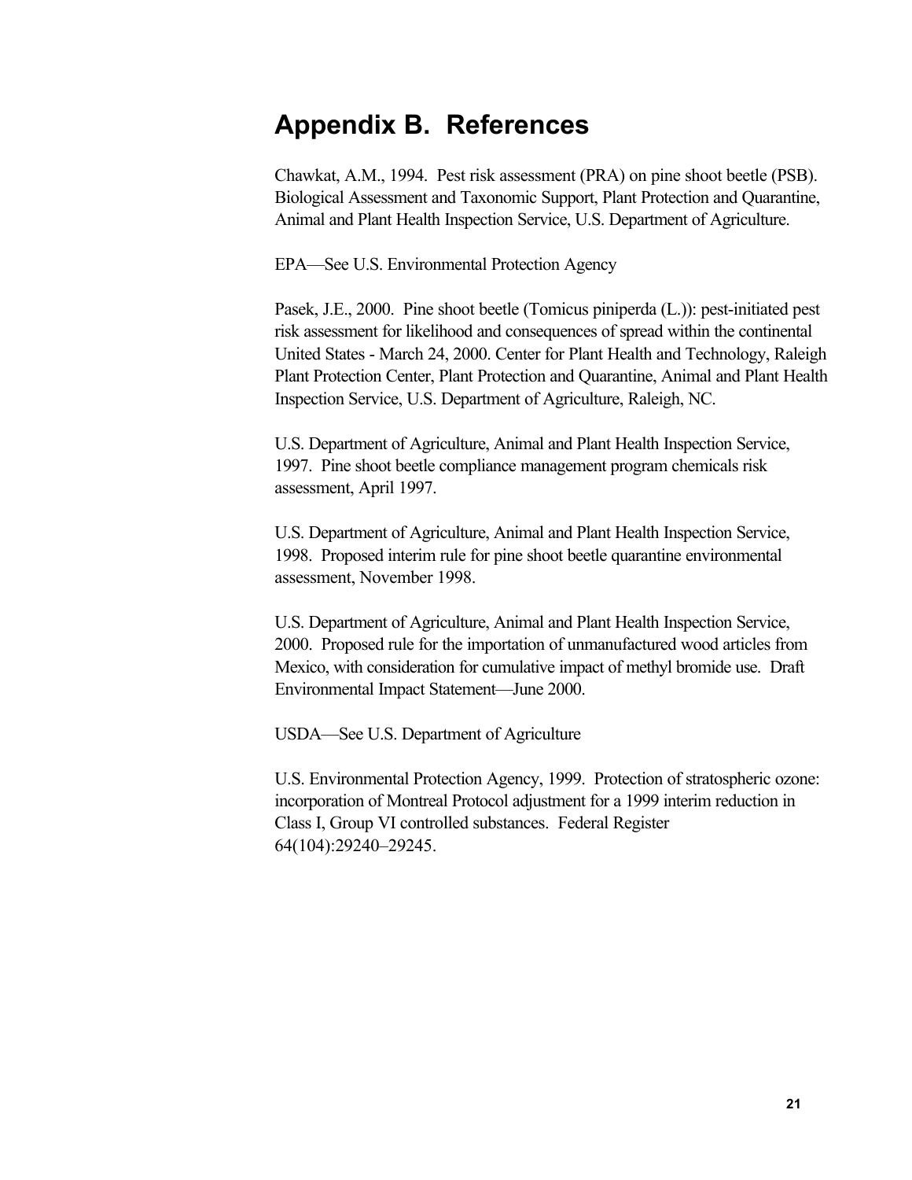# Appendix B. References

Chawkat, A.M., 1994. Pest risk assessment (PRA) on pine shoot beetle (PSB). Biological Assessment and Taxonomic Support, Plant Protection and Quarantine, Animal and Plant Health Inspection Service, U.S. Department of Agriculture.

EPA—See U.S. Environmental Protection Agency

Pasek, J.E., 2000. Pine shoot beetle (Tomicus piniperda (L.)): pest-initiated pest risk assessment for likelihood and consequences of spread within the continental United States - March 24, 2000. Center for Plant Health and Technology, Raleigh Plant Protection Center, Plant Protection and Quarantine, Animal and Plant Health Inspection Service, U.S. Department of Agriculture, Raleigh, NC.

U.S. Department of Agriculture, Animal and Plant Health Inspection Service, 1997. Pine shoot beetle compliance management program chemicals risk assessment, April 1997.

U.S. Department of Agriculture, Animal and Plant Health Inspection Service, 1998. Proposed interim rule for pine shoot beetle quarantine environmental assessment, November 1998.

U.S. Department of Agriculture, Animal and Plant Health Inspection Service, 2000. Proposed rule for the importation of unmanufactured wood articles from Mexico, with consideration for cumulative impact of methyl bromide use. Draft Environmental Impact Statement—June 2000.

USDA—See U.S. Department of Agriculture

U.S. Environmental Protection Agency, 1999. Protection of stratospheric ozone: incorporation of Montreal Protocol adjustment for a 1999 interim reduction in Class I, Group VI controlled substances. Federal Register 64(104):29240–29245.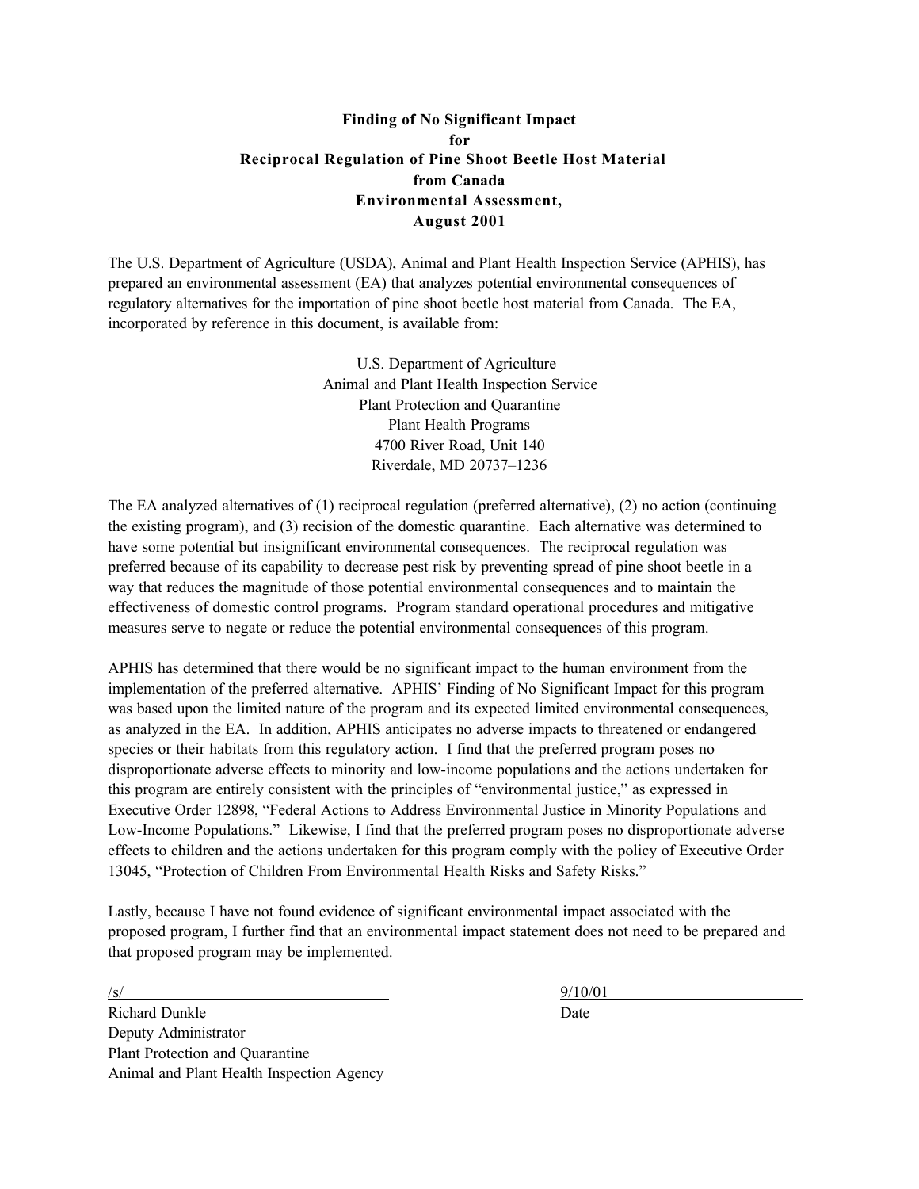**Finding of No Significant Impact**
**for**
**Reciprocal Regulation of Pine Shoot Beetle Host Material**
**from Canada**
**Environmental Assessment,**
**August 2001**

The U.S. Department of Agriculture (USDA), Animal and Plant Health Inspection Service (APHIS), has prepared an environmental assessment (EA) that analyzes potential environmental consequences of regulatory alternatives for the importation of pine shoot beetle host material from Canada. The EA, incorporated by reference in this document, is available from:

U.S. Department of Agriculture
Animal and Plant Health Inspection Service
Plant Protection and Quarantine
Plant Health Programs
4700 River Road, Unit 140
Riverdale, MD 20737–1236

The EA analyzed alternatives of (1) reciprocal regulation (preferred alternative), (2) no action (continuing the existing program), and (3) recision of the domestic quarantine. Each alternative was determined to have some potential but insignificant environmental consequences. The reciprocal regulation was preferred because of its capability to decrease pest risk by preventing spread of pine shoot beetle in a way that reduces the magnitude of those potential environmental consequences and to maintain the effectiveness of domestic control programs. Program standard operational procedures and mitigative measures serve to negate or reduce the potential environmental consequences of this program.

APHIS has determined that there would be no significant impact to the human environment from the implementation of the preferred alternative. APHIS' Finding of No Significant Impact for this program was based upon the limited nature of the program and its expected limited environmental consequences, as analyzed in the EA. In addition, APHIS anticipates no adverse impacts to threatened or endangered species or their habitats from this regulatory action. I find that the preferred program poses no disproportionate adverse effects to minority and low-income populations and the actions undertaken for this program are entirely consistent with the principles of "environmental justice," as expressed in Executive Order 12898, "Federal Actions to Address Environmental Justice in Minority Populations and Low-Income Populations." Likewise, I find that the preferred program poses no disproportionate adverse effects to children and the actions undertaken for this program comply with the policy of Executive Order 13045, "Protection of Children From Environmental Health Risks and Safety Risks."

Lastly, because I have not found evidence of significant environmental impact associated with the proposed program, I further find that an environmental impact statement does not need to be prepared and that proposed program may be implemented.

/s/
Richard Dunkle
Deputy Administrator
Plant Protection and Quarantine
Animal and Plant Health Inspection Agency

9/10/01
Date